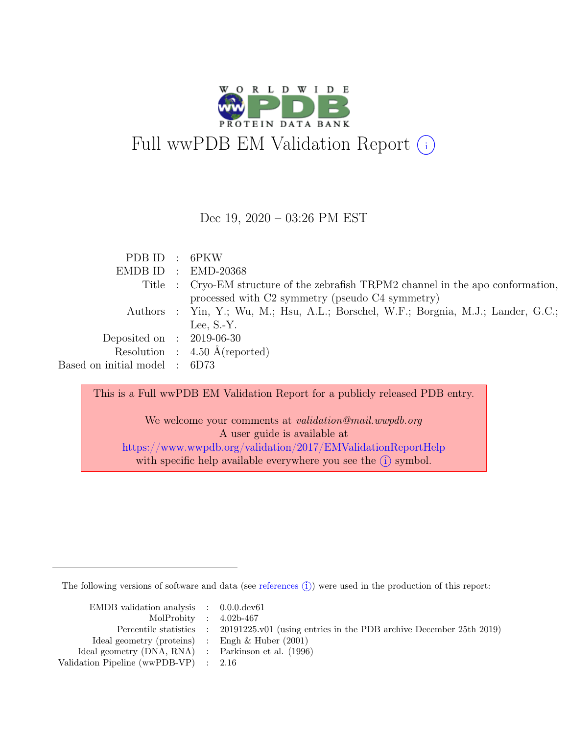# Full wwPDB EM Validation Report (i)

Dec 19, 2020 – 03:26 PM EST

| | | |
|---|---|---|
| PDB ID | : | 6PKW |
| EMDB ID | : | EMD-20368 |
| Title | : | Cryo-EM structure of the zebrafish TRPM2 channel in the apo conformation, processed with C2 symmetry (pseudo C4 symmetry) |
| Authors | : | Yin, Y.; Wu, M.; Hsu, A.L.; Borschel, W.F.; Borgnia, M.J.; Lander, G.C.; Lee, S.-Y. |
| Deposited on | : | 2019-06-30 |
| Resolution | : | 4.50 Å(reported) |
| Based on initial model | : | 6D73 |

This is a Full wwPDB EM Validation Report for a publicly released PDB entry.

We welcome your comments at *validation@mail.wwpdb.org*
A user guide is available at
https://www.wwpdb.org/validation/2017/EMValidationReportHelp
with specific help available everywhere you see the (i) symbol.

The following versions of software and data (see references (i)) were used in the production of this report:

| | | |
|---|---|---|
| EMDB validation analysis | : | 0.0.0.dev61 |
| MolProbity | : | 4.02b-467 |
| Percentile statistics | : | 20191225.v01 (using entries in the PDB archive December 25th 2019) |
| Ideal geometry (proteins) | : | Engh & Huber (2001) |
| Ideal geometry (DNA, RNA) | : | Parkinson et al. (1996) |
| Validation Pipeline (wwPDB-VP) | : | 2.16 |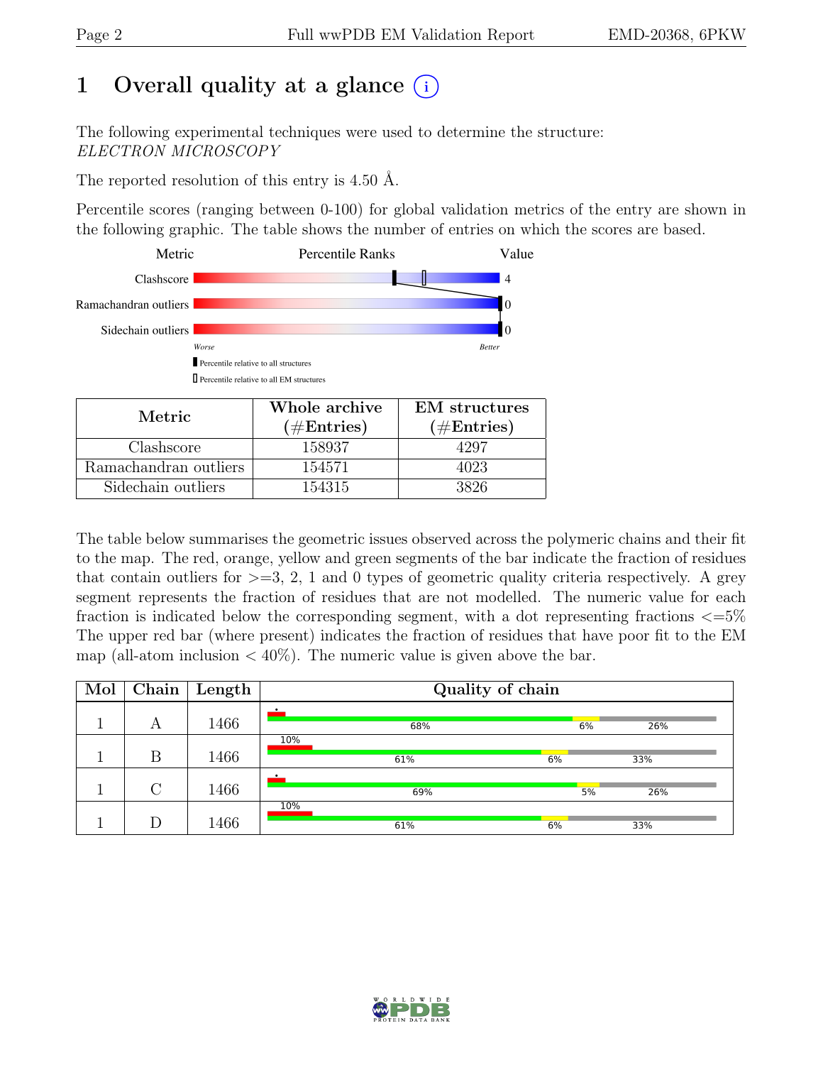# 1 Overall quality at a glance

The following experimental techniques were used to determine the structure:
*ELECTRON MICROSCOPY*

The reported resolution of this entry is 4.50 Å.

Percentile scores (ranging between 0-100) for global validation metrics of the entry are shown in the following graphic. The table shows the number of entries on which the scores are based.

| Metric | Value |
|---|---|
| Clashscore | 4 |
| Ramachandran outliers | 0 |
| Sidechain outliers | 0 |

| Metric | Whole archive (#Entries) | EM structures (#Entries) |
|---|---|---|
| Clashscore | 158937 | 4297 |
| Ramachandran outliers | 154571 | 4023 |
| Sidechain outliers | 154315 | 3826 |

The table below summarises the geometric issues observed across the polymeric chains and their fit to the map. The red, orange, yellow and green segments of the bar indicate the fraction of residues that contain outliers for >=3, 2, 1 and 0 types of geometric quality criteria respectively. A grey segment represents the fraction of residues that are not modelled. The numeric value for each fraction is indicated below the corresponding segment, with a dot representing fractions <=5% The upper red bar (where present) indicates the fraction of residues that have poor fit to the EM map (all-atom inclusion < 40%). The numeric value is given above the bar.

| Mol | Chain | Length | Quality of chain |
|---|---|---|---|
| 1 | A | 1466 | • ; 68% · 6% · 26% |
| 1 | B | 1466 | 10% ; 61% · 6% · 33% |
| 1 | C | 1466 | • ; 69% · 5% · 26% |
| 1 | D | 1466 | 10% ; 61% · 6% · 33% |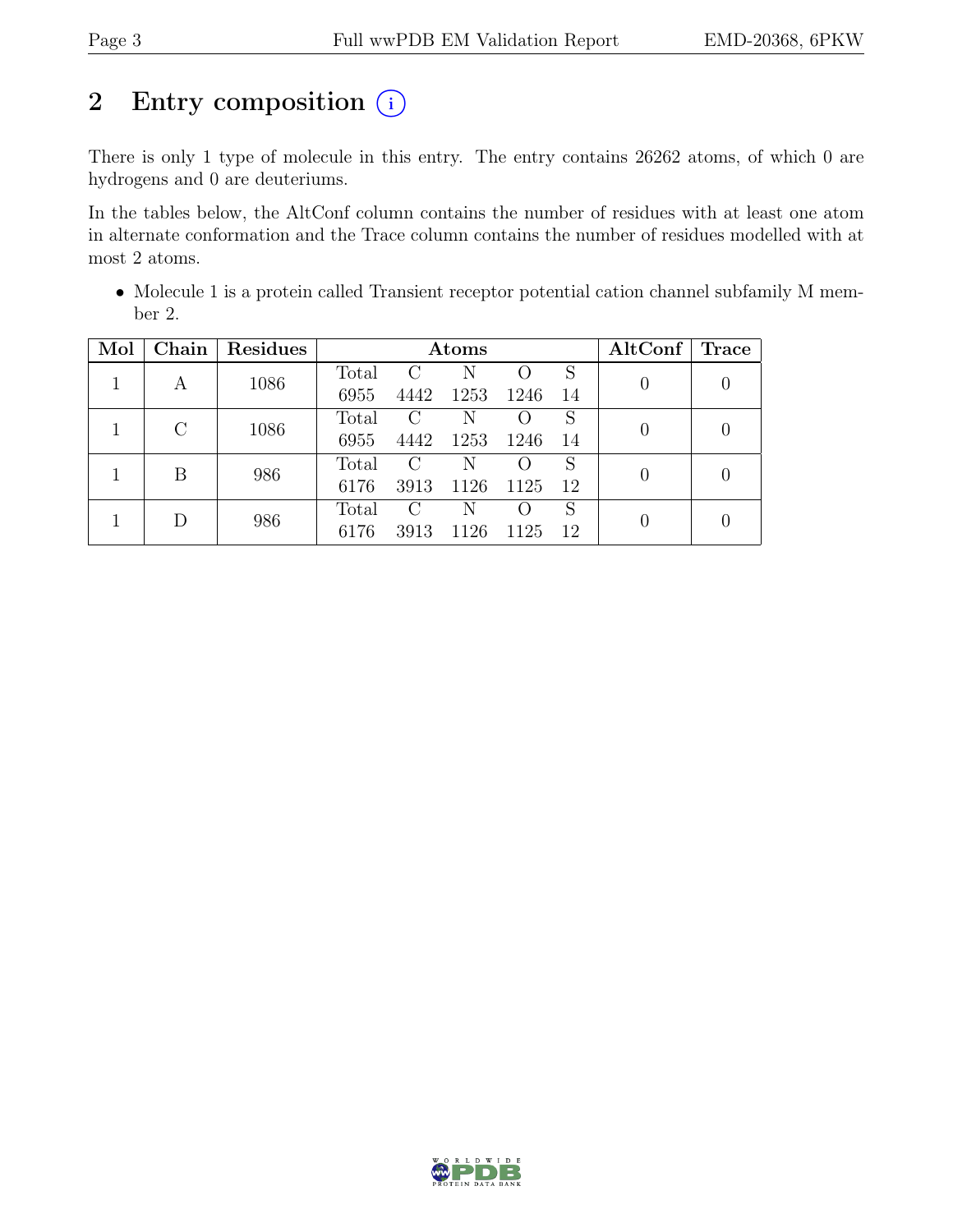# 2 Entry composition

There is only 1 type of molecule in this entry. The entry contains 26262 atoms, of which 0 are hydrogens and 0 are deuteriums.

In the tables below, the AltConf column contains the number of residues with at least one atom in alternate conformation and the Trace column contains the number of residues modelled with at most 2 atoms.

- Molecule 1 is a protein called Transient receptor potential cation channel subfamily M member 2.

| Mol | Chain | Residues | Atoms | | | | | AltConf | Trace |
|---|---|---|---|---|---|---|---|---|---|
| | | | Total | C | N | O | S | | |
| 1 | A | 1086 | 6955 | 4442 | 1253 | 1246 | 14 | 0 | 0 |
| 1 | C | 1086 | 6955 | 4442 | 1253 | 1246 | 14 | 0 | 0 |
| 1 | B | 986 | 6176 | 3913 | 1126 | 1125 | 12 | 0 | 0 |
| 1 | D | 986 | 6176 | 3913 | 1126 | 1125 | 12 | 0 | 0 |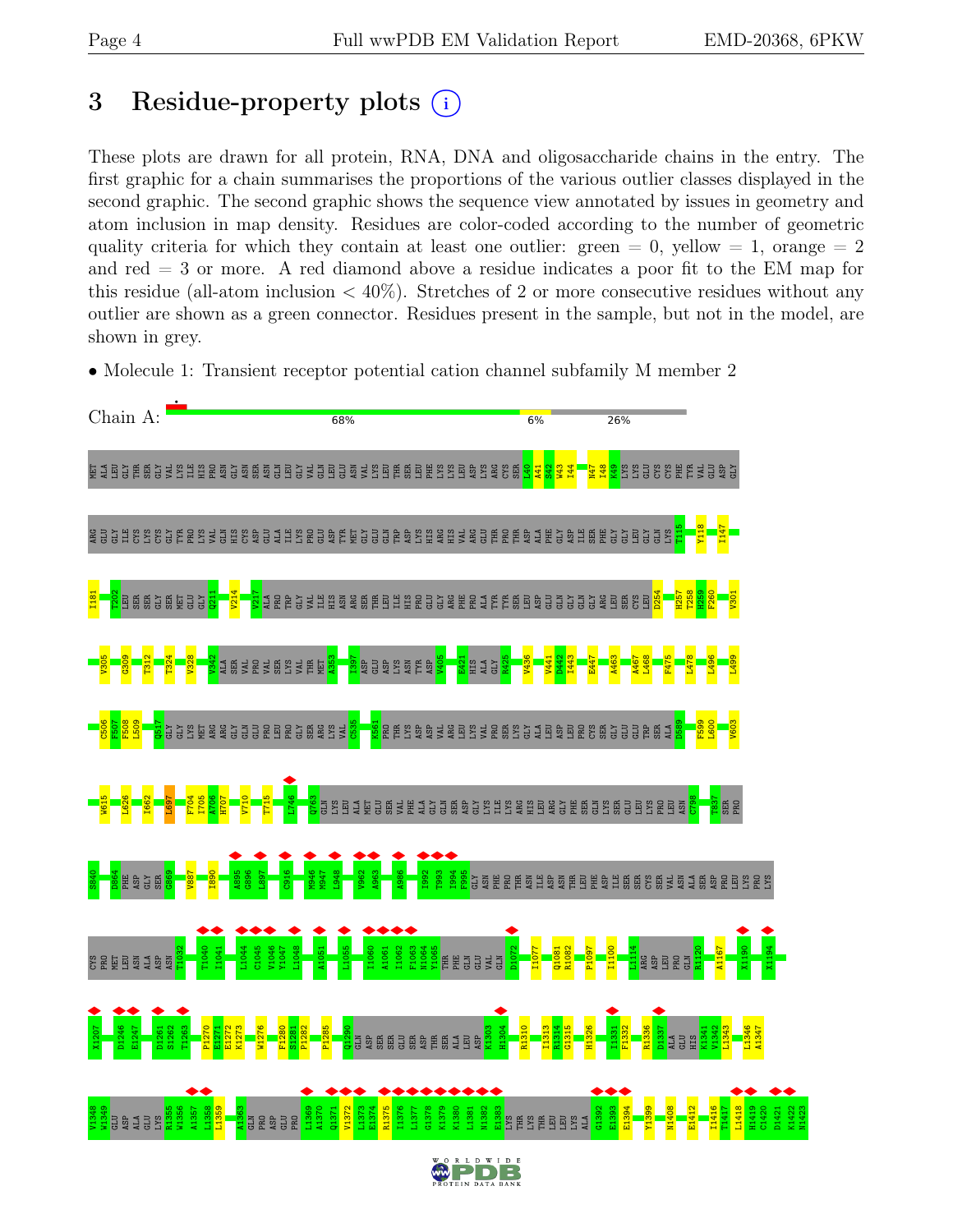## 3 Residue-property plots

These plots are drawn for all protein, RNA, DNA and oligosaccharide chains in the entry. The first graphic for a chain summarises the proportions of the various outlier classes displayed in the second graphic. The second graphic shows the sequence view annotated by issues in geometry and atom inclusion in map density. Residues are color-coded according to the number of geometric quality criteria for which they contain at least one outlier: green = 0, yellow = 1, orange = 2 and red = 3 or more. A red diamond above a residue indicates a poor fit to the EM map for this residue (all-atom inclusion < 40%). Stretches of 2 or more consecutive residues without any outlier are shown as a green connector. Residues present in the sample, but not in the model, are shown in grey.

- Molecule 1: Transient receptor potential cation channel subfamily M member 2

Chain A: 68% 6% 26%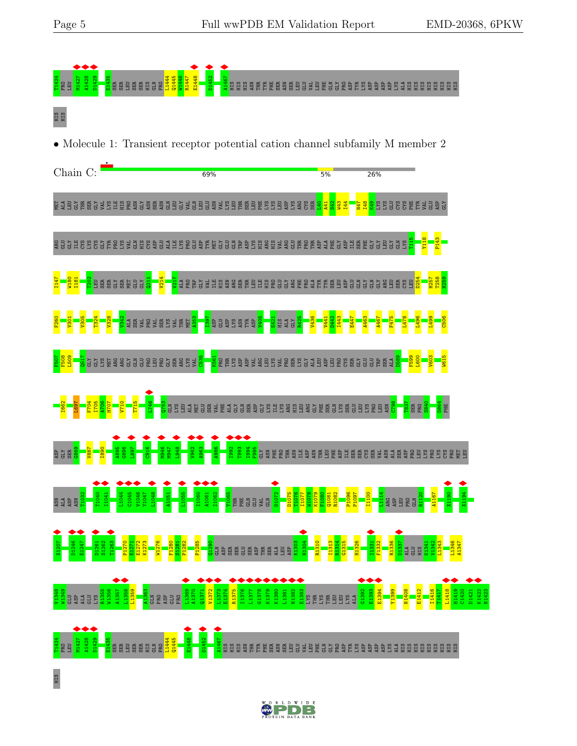T1424 PRO LEU M1427 A1428 D1429 E1435 SER SER LEU SER SER HIS GLN PRO L1444 Q1445 W1446 R1447 E1448 D1452 A1467 HIS HIS HIS ASN THR TYR PHE SER ASN SER LEU GLU VAL LEU PHE GLN GLY PRO ASP TYR LYS ASP ASP ASP ASP LYS ALA HIS HIS HIS HIS HIS HIS HIS HIS HIS HIS

• Molecule 1: Transient receptor potential cation channel subfamily M member 2

Chain C: 69% 5% 26%

MET ALA LEU GLY THR SER GLY VAL LYS ILE HIS PRO ASN GLY ASN SER ASN GLN LEU GLY VAL GLN LEU GLU ASN VAL LYS LEU THR SER LEU PHE LYS LYS LEU ASP LYS ARG CYS SER L40 A41 S42 W43 I44 N47 I48 K49 LYS LYS GLU CYS CYS PHE TYR VAL GLU ASP GLY

ARG GLU GLY ILE CYS LYS CYS GLY TYR PRO LYS VAL GLN HIS CYS ASP GLU ALA ILE LYS PRO GLU ASP TYR MET GLY GLU GLN TRP ASP LYS HIS ARG HIS VAL ARG GLU THR PRO THR ASP ALA PHE GLY ASP ILE SER PHE GLY GLY LEU GLY GLN LYS T115 Y118 P143

I147 W180 I181 T202 LEU SER SER GLY SER MET GLU GLY Q211 V214 V217 ALA PRO TRP GLY VAL ILE HIS ASN ARG SER THR LEU ILE HIS PRO GLU GLY ARG PHE PRO ALA TYR TYR SER LEU ASP GLU GLN GLY GLY ARG LEU SER CYS LEU D254 H257 T258 H259

F260 V301 V305 T324 V328 V342 ALA SER VAL PRO VAL SER LYS VAL THR MET A353 T397 ASP GLU ASP LYS ASN TYR ASP V405 E421 HIS ALA GLY K425 V436 V441 D442 I443 E447 A463 A467 F475 L478 L496 L499 C506

F507 F508 L509 Q517 GLY GLY LYS MET ARG ARG GLY GLN GLU PRO LEU PRO GLY SER ARG LYS VAL C535 K561 PRO THR LYS ASP ASP VAL ARG GLU LEU LYS VAL PRO SER LYS GLY ALA LEU ASP LEU PRO CYS SER GLY GLU GLU TRP SER ALA D589 F599 L600 V603 W615

I662 L697 F704 I705 A706 H707 V710 T715 L746 Q763 GLN LYS LEU ALA MET GLU SER VAL PHE ALA GLY GLN SER ASP GLY LYS ILE LYS ARG HIS LEU ARG GLY PHE SER GLN LYS SER GLU LEU LYS PRO LEU ASN C798 T837 SER PRO S840 D864 PHE

ASP GLU SER G869 V887 I890 A895 G896 L897 C916 M946 M947 L948 V962 A963 A986 I992 T993 I994 F995 GLY ASN PHE PRO THR ASN ILE ASP ASN THR LEU PHE ASP ILE SER SER CYS SER VAL ASN ALA SER ASP PRO LEU LYS PRO LYS CYS PRO MET LEU

ASN ALA ASP ASN T1032 T1040 I1041 L1044 C1045 V1046 Y1047 L1048 A1051 L1055 I1060 A1061 I1062 Y1065 THR PHE GLN GLU VAL GLN D1072 D1075 T1076 I1077 W1078 K1079 F1080 Q1081 R1082 P1096 P1097 I1100 L1114 ARG ASP LEU PRO GLN R1120 A1167 X1190 X1194

X1207 D1246 E1247 D1261 S1262 T1263 P1270 E1271 E1272 K1273 W1276 F1280 S1281 P1282 P1285 Q1290 GLN ASP SER SER GLU SER ASP THR SER ALA LEU ASP K1303 H1304 R1310 I1313 R1314 G1315 H1326 I1331 F1332 R1336 D1337 ALA GLU HIS K1341 V1342 L1343 L1346 A1347

V1348 W1349 GLU ASP ALA GLU LYS R1355 W1356 A1357 L1358 L1359 A1363 GLN PRO ASP GLU PRO L1369 A1370 Q1371 V1372 L1373 E1374 R1375 I1376 L1377 G1378 K1379 K1380 L1381 N1382 E1383 LYS THR LYS THR LEU LEU LYS ALA G1392 E1393 E1394 Y1399 N1408 E1412 I1416 T1417 L1418 H1419 C1420 D1421 K1422 N1423

T1424 PRO LEU M1427 A1428 D1429 E1435 SER SER LEU SER SER HIS GLN PRO L1444 Q1445 E1448 D1452 A1467 HIS HIS HIS ASN THR TYR PHE SER ASN SER LEU GLU VAL LEU PHE GLN GLY PRO ASP TYR LYS ASP ASP ASP ASP LYS ALA HIS HIS HIS HIS HIS HIS HIS HIS HIS HIS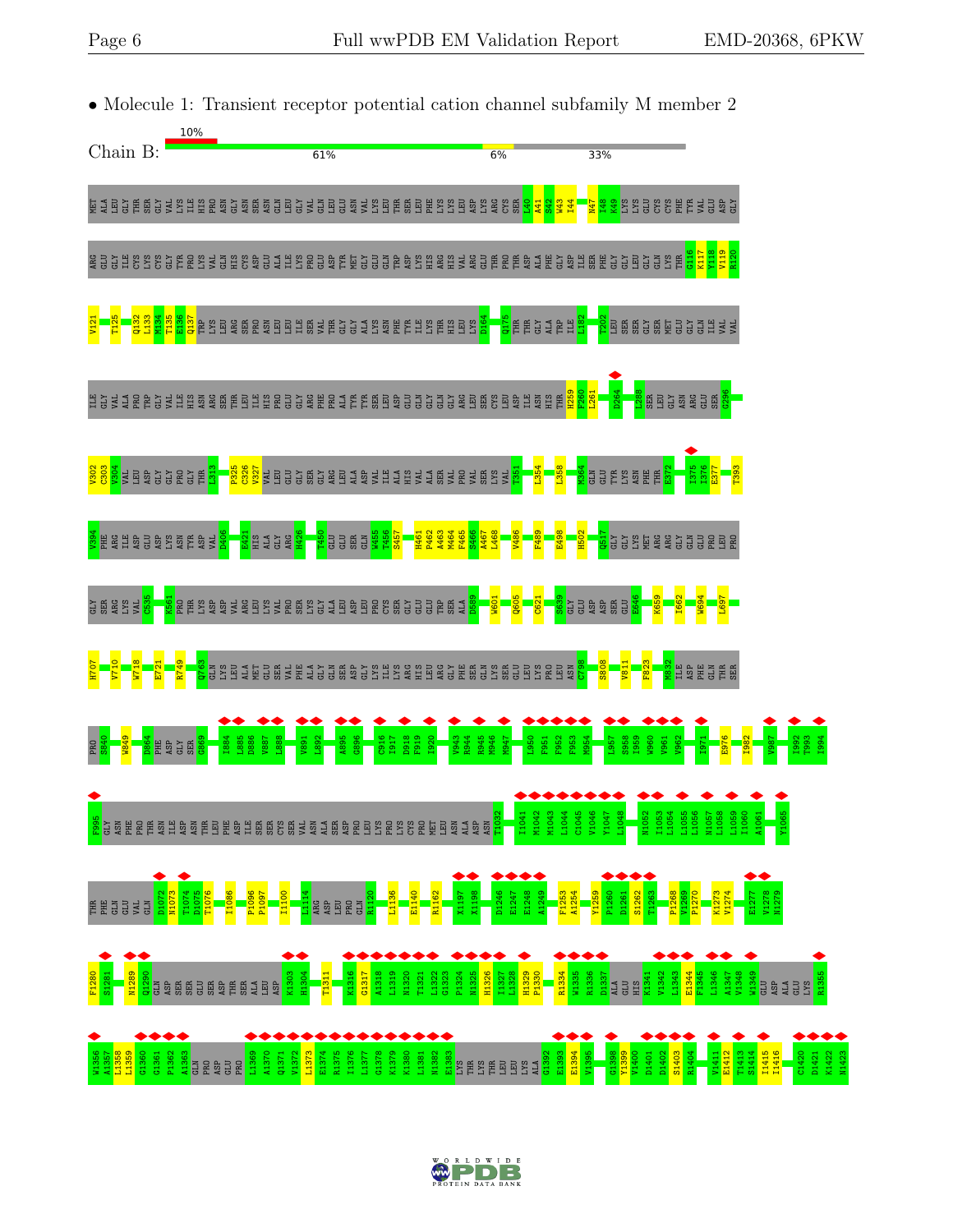- Molecule 1: Transient receptor potential cation channel subfamily M member 2

Chain B: 10% | 61% | 6% | 33%

MET ALA LEU GLY THR SER GLY VAL LYS ILE HIS PRO ASN GLY ASN SER SER ASN GLN LEU GLY VAL GLN LEU GLU ASN VAL LYS LEU THR SER LEU PHE LYS LYS LEU ASP LYS ARG CYS SER L40 A41 S42 W43 I44 N47 I48 K49 LYS LYS GLU CYS CYS PHE TYR VAL GLU ASP GLY

ARG GLU GLY ILE CYS LYS CYS GLY TYR PRO LYS VAL GLN HIS CYS ASP GLU ALA ILE LYS PRO GLU ASP TYR MET GLY GLU GLN TRP ASP LYS HIS ARG HIS VAL ARG GLU THR PRO THR ASP ALA PHE GLY ASP ILE SER PHE GLY GLY LEU GLY GLN LYS THR G116 K117 Y118 V119 R120

V121 T125 Q132 L133 M134 T135 E136 Q137 TRP LYS LEU ARG SER PRO ASN LEU LEU ILE SER VAL THR GLY GLY ALA LYS ASN PHE TYR ILE LYS THR HIS LEU LYS D164 Q175 THR THR GLY ALA TRP ILE L182 T202 LEU SER SER GLY SER MET GLU GLY GLN ILE VAL VAL

ILE GLY VAL ALA PRO TRP GLY VAL ILE HIS ASN ARG SER THR LEU ILE HIS PRO GLU GLY ARG PHE PRO ALA TYR TYR SER LEU ASP GLU GLN GLY GLN GLY ARG LEU SER CYS LEU ASP ILE ASN HIS THR H259 F260 L261 D264 L288 SER LEU GLY ASN ARG GLU SER G296

V302 C303 V304 VAL LEU ASP GLY GLY PRO GLY THR L313 P325 C326 V327 VAL LEU GLU GLY SER GLY ARG LEU ALA ASP VAL ILE ALA HIS VAL ALA SER VAL PRO VAL SER LYS VAL T351 L354 L358 M364 GLN GLU TYR LYS ASN PHE THR E372 I375 I376 E377 T393

V394 PHE ARG ILE ASP GLU ASP LYS ASN TYR ASP VAL D406 E421 HIS ALA GLY ARG H426 T450 GLU GLU SER GLN W455 T456 S457 H461 P462 A463 M464 F465 S466 A467 L468 V486 F489 E498 H502 Q517 GLY GLY LYS MET ARG ARG GLY GLN GLU PRO LEU PRO

GLY SER ARG LYS VAL C535 K561 PRO THR LYS ASP ASP VAL ARG LEU LYS VAL PRO SER LYS GLY ALA LEU ASP PRO CYS SER GLY GLU GLU TRP SER ALA D589 W601 Q605 C621 S639 GLY GLU ASP ASP SER GLU E646 K659 I662 W694 L697

H707 V710 W718 E721 R749 Q763 GLN LYS LEU ALA MET GLU SER VAL PHE ALA GLY GLN SER ASP GLY LYS ILE LYS ARG HIS LEU ARG GLY PHE SER GLN LYS SER GLU LEU LYS PRO LEU ASN C798 S808 V811 F823 M832 ILE ASP PHE GLN THR SER

PRO S840 W849 D864 PHE ASP GLY SER G869 I884 L885 D886 V887 L888 V891 L892 A895 G898 C916 I917 D918 F919 I920 V943 R944 R945 M946 M947 L950 F951 F952 F953 M954 L957 S958 I959 W960 V961 V962 I971 E976 I982 V987 I992 T993 I994

F995 GLY ASN PHE PRO THR ASN ILE ASP ASN THR LEU PHE ASP ILE SER SER CYS SER VAL ASN ALA SER ASP PRO LEU LYS PRO CYS PRO MET LEU ASN ALA ASP ASN T1032 I1041 M1042 M1043 L1044 C1045 V1046 Y1047 L1048 N1052 I1053 L1054 L1055 L1056 N1057 L1058 L1059 I1060 A1061 Y1065

THR PHE GLU GLU VAL LYS D1072 N1073 T1074 D1075 T1076 I1086 P1096 P1097 I1100 L1114 ARG ASP LEU PRO GLN R1120 L1136 E1140 R1162 K1197 K1198 D1246 E1247 E1248 A1249 F1253 A1254 Y1259 P1260 D1261 S1262 T1263 P1268 V1269 P1270 K1273 V1274 E1277 V1278 N1279

F1280 S1281 N1289 Q1290 GLN ASP SER SER GLU SER ASP THR SER ALA LEU ASP K1303 H1304 T1311 K1316 G1317 A1318 L1319 N1320 T1321 L1322 G1323 P1324 N1325 H1326 I1327 L1328 H1329 P1330 R1334 W1335 R1336 D1337 ALA GLU HIS K1341 V1342 L1343 E1344 F1345 L1346 A1347 V1348 W1349 GLU ASP ALA GLU LYS R1355

W1356 A1357 L1358 L1359 G1360 G1361 P1362 A1363 GLN PRO ASP GLU PRO L1369 A1370 Q1371 V1372 L1373 E1374 R1375 I1376 L1377 G1378 K1379 K1380 L1381 N1382 E1383 LYS THR LYS THR LEU LEU LYS ALA G1392 E1393 E1394 V1395 G1398 Y1399 V1400 D1401 D1402 S1403 R1404 V1411 E1412 T1413 S1414 I1415 I1416 C1420 D1421 K1422 N1423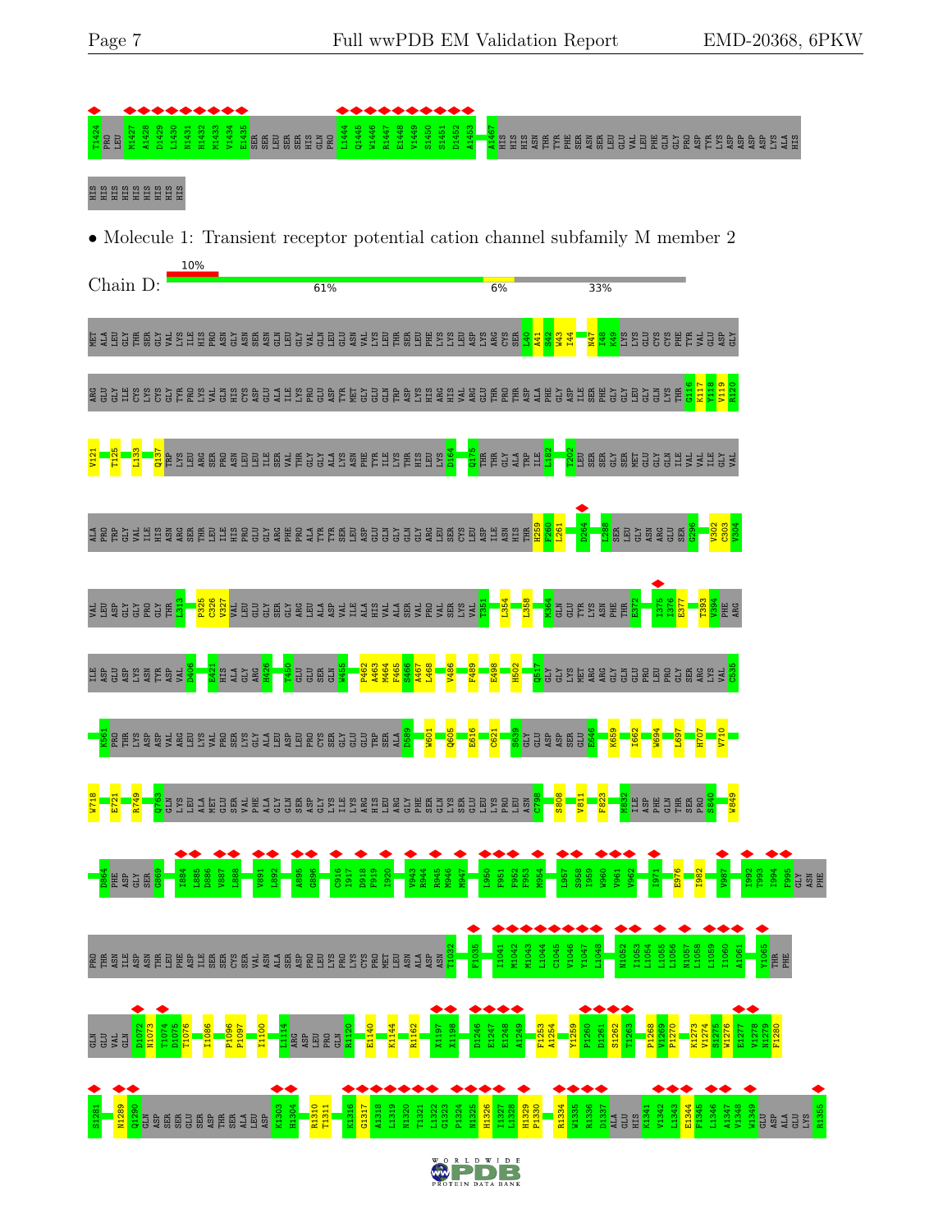T1424 PRO LEU M1427 A1428 D1429 L1430 N1431 H1432 M1433 V1434 E1435 SER SER LEU SER SER HIS GLN PRO L1444 Q1445 W1446 R1447 E1448 V1449 S1450 S1451 D1452 A1453 A1467 HIS HIS HIS ASN THR TYR PHE SER ASN SER LEU GLU VAL LEU PHE GLN GLY PRO ASP TYR LYS ASP ASP ASP ASP LYS ALA HIS

HIS HIS HIS HIS HIS HIS HIS HIS

- Molecule 1: Transient receptor potential cation channel subfamily M member 2

Chain D: 10% | 61% | 6% | 33%

MET ALA LEU GLY THR SER GLY VAL LYS ILE HIS PRO ASN GLY ASN SER ASN GLN LEU GLY VAL GLN LEU GLU ASN VAL LYS LEU THR SER LEU PHE LYS LYS LEU ASP LYS ARG CYS SER L40 A41 S42 W43 I44 N47 I48 K49 LYS LYS GLU CYS CYS PHE TYR VAL GLU ASP GLY

ARG GLU GLY ILE CYS LYS LYS CYS GLY TYR PRO LYS VAL GLN HIS CYS ASP GLU ALA ILE LYS PRO GLU ASP TYR MET GLY GLU TRP ASP LYS HIS ARG HIS VAL ARG GLU THR PRO THR ASP ALA PHE GLY ASP ILE SER PHE GLY GLY LEU GLY GLN LYS THR G116 K117 Y118 V119 R120

V121 T125 L133 Q137 TRP LYS LEU ARG SER PRO ASN LEU LEU ILE SER VAL THR GLY GLY ALA LYS ASN PHE TYR ILE LYS THR HIS LEU LYS D164 Q175 THR THR GLY ALA TRP ILE L182 T202 LEU SER SER GLY SER MET GLU GLY GLN ILE VAL VAL ILE GLY VAL

ALA PRO TRP GLY VAL ILE HIS ASN ARG SER THR LEU ILE HIS PRO GLU GLY ARG PHE PRO ALA TYR TYR SER LEU ASP GLU GLN GLY GLN GLY ARG LEU SER CYS LEU ASP LEU ASN HIS THR H259 F260 L261 D264 L288 SER LEU GLY ASN ARG GLU SER G296 V302 C303 V304

VAL LEU ASP GLY GLY PRO GLY THR L313 P325 C326 V327 VAL LEU GLU GLY SER GLY ARG LEU ALA ASP VAL ILE ALA HIS VAL ALA SER VAL PRO VAL SER LYS VAL T351 L354 L358 M364 GLN GLU TYR LYS ASN PHE THR E372 I375 I376 E377 T393 V394 PHE ARG

ILE ASP GLU ASP LYS ASN TYR ASP VAL D406 E421 HIS ALA GLY ARG H426 T450 LEU GLU SER GLN W455 P462 A463 M464 F465 S466 A467 L468 V486 F489 E498 H502 Q517 GLY GLY LYS MET ARG ARG GLY GLY GLN GLU PRO LEU PRO GLY SER ARG LYS VAL C535

K561 PRO THR LYS ASP VAL ARG LEU LYS VAL PRO SER LYS GLY ALA LEU ASP LEU PRO CYS SER GLY GLU GLU TRP SER ALA D589 W601 Q605 E616 C621 S639 GLY GLU ASP ASP SER GLU E646 K659 I662 W694 L697 H707 V710

W718 E721 R749 Q763 GLN LYS LEU ALA MET GLU SER VAL PHE ALA GLY GLN SER ASP GLY LYS ILE LYS ARG HIS LEU ARG GLY PHE SER GLN LYS SER GLU LEU LYS PRO LEU ASN C798 S808 V811 F823 M832 ILE ASP PHE GLN THR SER PRO S840 W849

D864 PHE ASP GLY SER G869 I884 L885 D886 V887 L888 V891 L892 A895 G896 C916 I917 D918 F919 I920 V943 R944 R945 M946 M947 L960 F951 F952 F953 M954 L957 S958 I959 W960 V961 V962 I971 E976 I982 V987 I992 T993 I994 F995 GLY ASN PHE

PRO THR ASN ILE ASP ASN THR LEU PHE ASP ILE SER SER CYS SER VAL ASN ALA SER ASP PRO LEU LYS PRO LYS CYS PRO MET LEU ASN ALA ASP T1032 F1035 I1041 M1042 M1043 L1044 C1045 V1046 Y1047 L1048 N1052 I1053 L1054 L1055 L1056 N1057 L1058 L1059 I1060 A1061 Y1065 THR PHE

GLN GLU VAL GLN D1072 N1073 T1074 D1075 T1076 I1086 P1096 P1097 I1100 L1114 ARG ASP LEU PRO GLN R1120 E1140 K1144 R1162 K1197 K1198 D1246 E1247 E1248 A1249 F1253 A1254 Y1259 P1260 D1261 S1262 T1263 P1268 V1269 P1270 K1273 V1274 S1275 W1276 E1277 V1278 N1279 F1280

S1281 N1289 Q1290 GLN ASP SER SER GLU SER ASP THR SER ALA LEU ASP K1303 H1304 R1310 T1311 K1316 G1317 A1318 L1319 N1320 T1321 L1322 G1323 P1324 N1325 H1326 I1327 L1328 H1329 P1330 R1334 W1335 R1336 D1337 ALA GLU HIS K1341 V1342 L1343 E1344 P1345 L1346 A1347 V1348 W1349 GLU ASP ALA GLU LYS R1355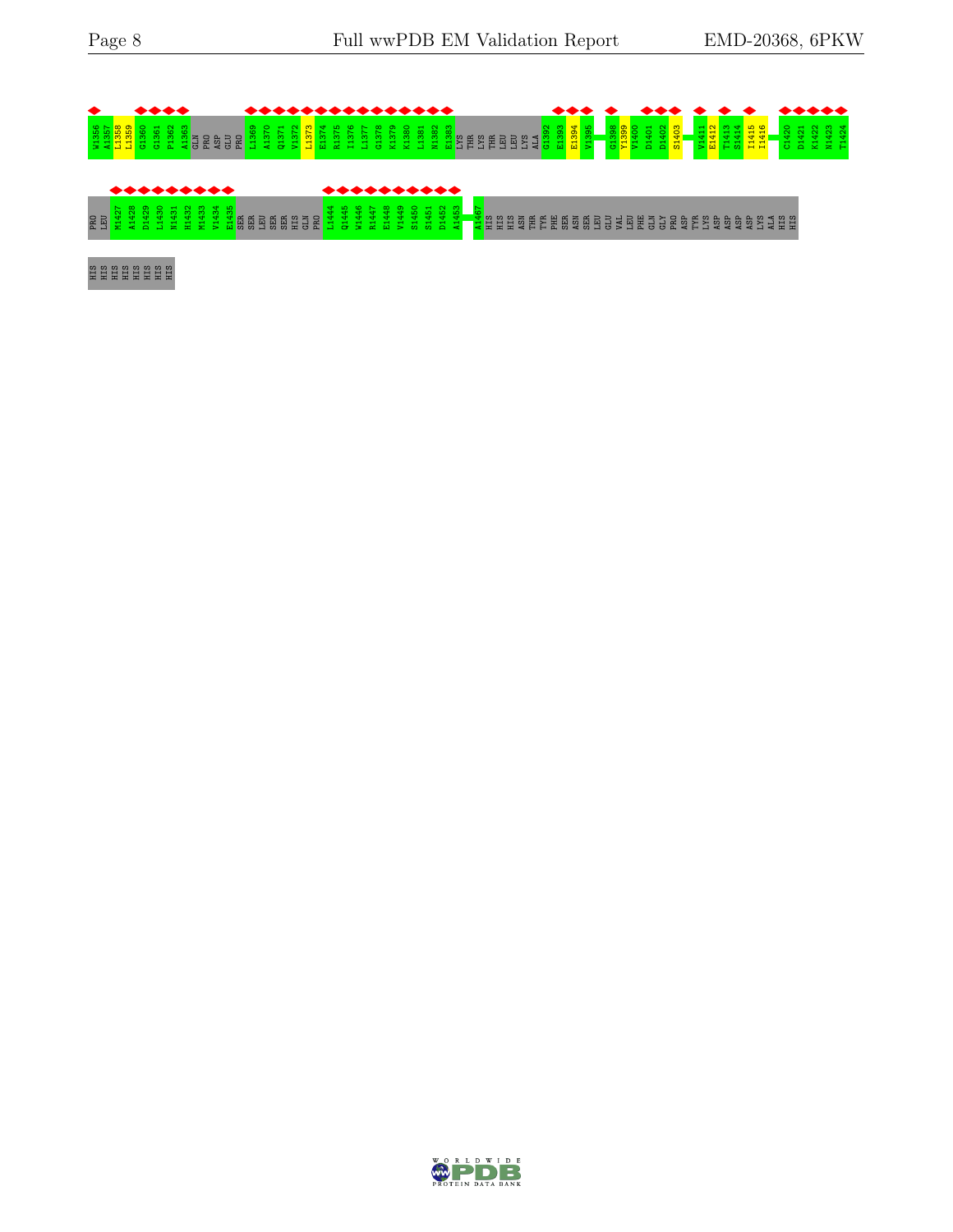W1356 A1357 L1358 L1359 G1360 G1361 P1362 A1363 GLN PRO ASP GLU PRO L1369 A1370 Q1371 V1372 L1373 E1374 R1375 I1376 L1377 G1378 K1379 K1380 L1381 N1382 E1383 LYS THR LYS THR LEU LEU LYS ALA G1392 E1393 E1394 V1395 G1398 Y1399 V1400 D1401 D1402 S1403 V1411 E1412 T1413 S1414 I1415 I1416 C1420 D1421 K1422 N1423 T1424

PRO LEU M1427 A1428 D1429 L1430 N1431 H1432 M1433 V1434 E1435 SER SER LEU SER SER HIS GLN PRO L1444 Q1445 W1446 R1447 E1448 V1449 S1450 S1451 D1452 A1453 A1467 HIS HIS HIS ASN THR TYR PHE SER ASN SER LEU GLU VAL LEU PHE GLN GLY PRO ASP TYR LYS ASP ASP ASP ASP LYS ALA HIS HIS

HIS HIS HIS HIS HIS HIS HIS HIS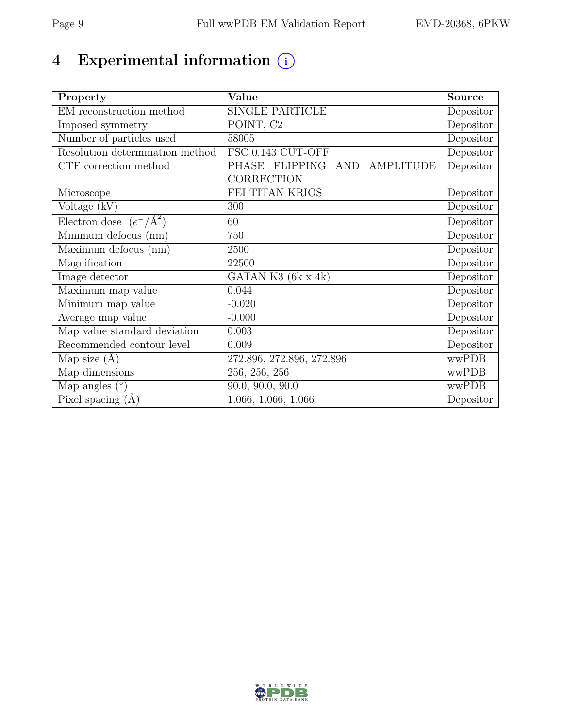# 4 Experimental information

| Property | Value | Source |
|---|---|---|
| EM reconstruction method | SINGLE PARTICLE | Depositor |
| Imposed symmetry | POINT, C2 | Depositor |
| Number of particles used | 58005 | Depositor |
| Resolution determination method | FSC 0.143 CUT-OFF | Depositor |
| CTF correction method | PHASE FLIPPING AND AMPLITUDE CORRECTION | Depositor |
| Microscope | FEI TITAN KRIOS | Depositor |
| Voltage (kV) | 300 | Depositor |
| Electron dose $(e^-/\text{Å}^2)$ | 60 | Depositor |
| Minimum defocus (nm) | 750 | Depositor |
| Maximum defocus (nm) | 2500 | Depositor |
| Magnification | 22500 | Depositor |
| Image detector | GATAN K3 (6k x 4k) | Depositor |
| Maximum map value | 0.044 | Depositor |
| Minimum map value | -0.020 | Depositor |
| Average map value | -0.000 | Depositor |
| Map value standard deviation | 0.003 | Depositor |
| Recommended contour level | 0.009 | Depositor |
| Map size (Å) | 272.896, 272.896, 272.896 | wwPDB |
| Map dimensions | 256, 256, 256 | wwPDB |
| Map angles (°) | 90.0, 90.0, 90.0 | wwPDB |
| Pixel spacing (Å) | 1.066, 1.066, 1.066 | Depositor |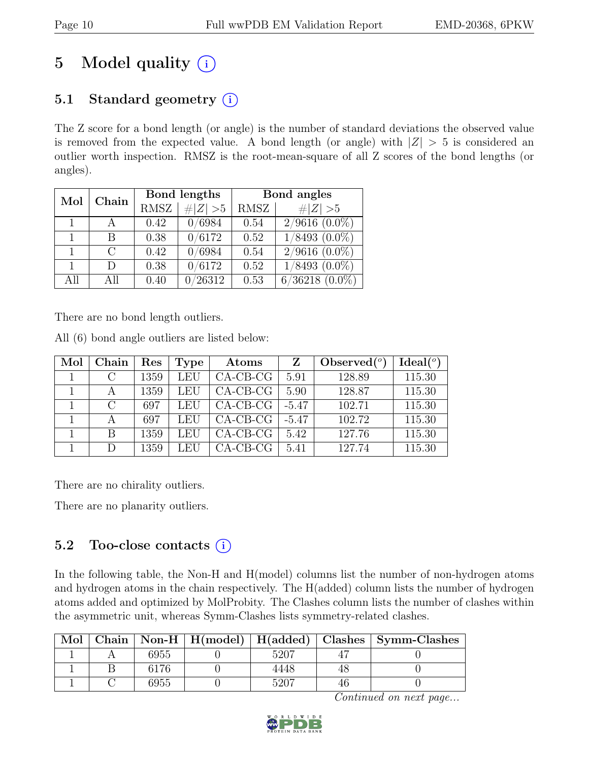# 5 Model quality

## 5.1 Standard geometry

The Z score for a bond length (or angle) is the number of standard deviations the observed value is removed from the expected value. A bond length (or angle) with $|Z| > 5$ is considered an outlier worth inspection. RMSZ is the root-mean-square of all Z scores of the bond lengths (or angles).

| Mol | Chain | Bond lengths | | Bond angles | |
|---|---|---|---|---|---|
| | | RMSZ | $\#\|Z\| > 5$ | RMSZ | $\#\|Z\| > 5$ |
| 1 | A | 0.42 | 0/6984 | 0.54 | 2/9616 (0.0%) |
| 1 | B | 0.38 | 0/6172 | 0.52 | 1/8493 (0.0%) |
| 1 | C | 0.42 | 0/6984 | 0.54 | 2/9616 (0.0%) |
| 1 | D | 0.38 | 0/6172 | 0.52 | 1/8493 (0.0%) |
| All | All | 0.40 | 0/26312 | 0.53 | 6/36218 (0.0%) |

There are no bond length outliers.

All (6) bond angle outliers are listed below:

| Mol | Chain | Res | Type | Atoms | Z | Observed(°) | Ideal(°) |
|---|---|---|---|---|---|---|---|
| 1 | C | 1359 | LEU | CA-CB-CG | 5.91 | 128.89 | 115.30 |
| 1 | A | 1359 | LEU | CA-CB-CG | 5.90 | 128.87 | 115.30 |
| 1 | C | 697 | LEU | CA-CB-CG | -5.47 | 102.71 | 115.30 |
| 1 | A | 697 | LEU | CA-CB-CG | -5.47 | 102.72 | 115.30 |
| 1 | B | 1359 | LEU | CA-CB-CG | 5.42 | 127.76 | 115.30 |
| 1 | D | 1359 | LEU | CA-CB-CG | 5.41 | 127.74 | 115.30 |

There are no chirality outliers.

There are no planarity outliers.

## 5.2 Too-close contacts

In the following table, the Non-H and H(model) columns list the number of non-hydrogen atoms and hydrogen atoms in the chain respectively. The H(added) column lists the number of hydrogen atoms added and optimized by MolProbity. The Clashes column lists the number of clashes within the asymmetric unit, whereas Symm-Clashes lists symmetry-related clashes.

| Mol | Chain | Non-H | H(model) | H(added) | Clashes | Symm-Clashes |
|---|---|---|---|---|---|---|
| 1 | A | 6955 | 0 | 5207 | 47 | 0 |
| 1 | B | 6176 | 0 | 4448 | 48 | 0 |
| 1 | C | 6955 | 0 | 5207 | 46 | 0 |

*Continued on next page...*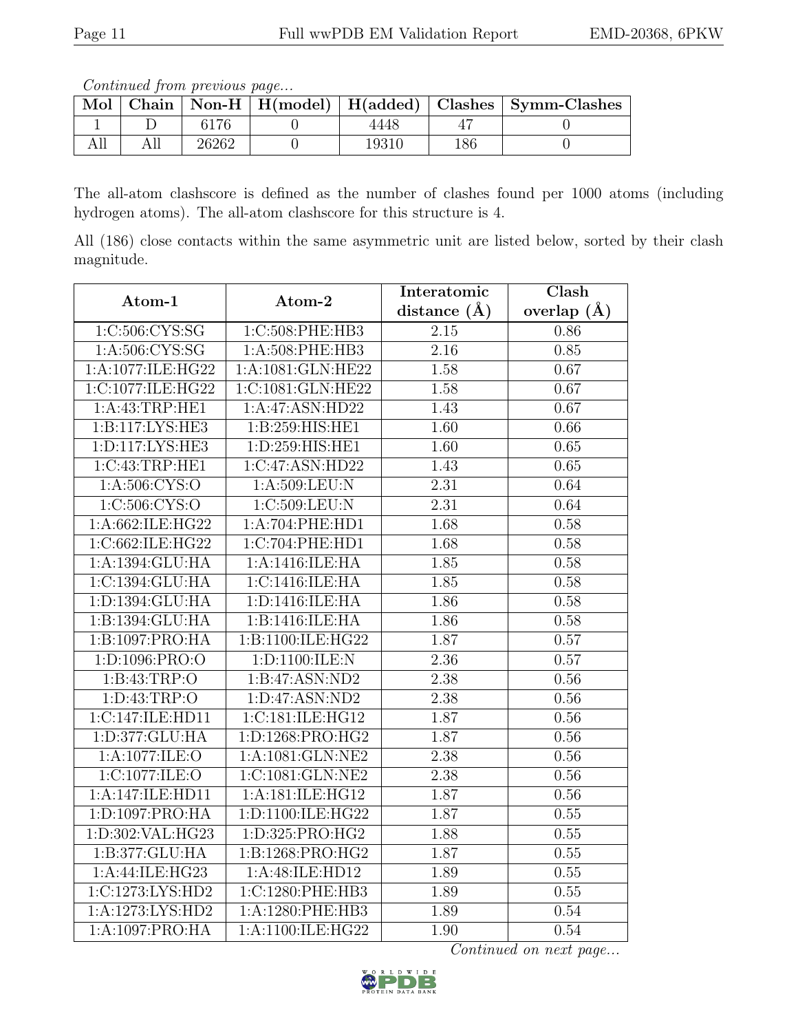*Continued from previous page...*

| Mol | Chain | Non-H | H(model) | H(added) | Clashes | Symm-Clashes |
|---|---|---|---|---|---|---|
| 1 | D | 6176 | 0 | 4448 | 47 | 0 |
| All | All | 26262 | 0 | 19310 | 186 | 0 |

The all-atom clashscore is defined as the number of clashes found per 1000 atoms (including hydrogen atoms). The all-atom clashscore for this structure is 4.

All (186) close contacts within the same asymmetric unit are listed below, sorted by their clash magnitude.

| Atom-1 | Atom-2 | Interatomic distance (Å) | Clash overlap (Å) |
|---|---|---|---|
| 1:C:506:CYS:SG | 1:C:508:PHE:HB3 | 2.15 | 0.86 |
| 1:A:506:CYS:SG | 1:A:508:PHE:HB3 | 2.16 | 0.85 |
| 1:A:1077:ILE:HG22 | 1:A:1081:GLN:HE22 | 1.58 | 0.67 |
| 1:C:1077:ILE:HG22 | 1:C:1081:GLN:HE22 | 1.58 | 0.67 |
| 1:A:43:TRP:HE1 | 1:A:47:ASN:HD22 | 1.43 | 0.67 |
| 1:B:117:LYS:HE3 | 1:B:259:HIS:HE1 | 1.60 | 0.66 |
| 1:D:117:LYS:HE3 | 1:D:259:HIS:HE1 | 1.60 | 0.65 |
| 1:C:43:TRP:HE1 | 1:C:47:ASN:HD22 | 1.43 | 0.65 |
| 1:A:506:CYS:O | 1:A:509:LEU:N | 2.31 | 0.64 |
| 1:C:506:CYS:O | 1:C:509:LEU:N | 2.31 | 0.64 |
| 1:A:662:ILE:HG22 | 1:A:704:PHE:HD1 | 1.68 | 0.58 |
| 1:C:662:ILE:HG22 | 1:C:704:PHE:HD1 | 1.68 | 0.58 |
| 1:A:1394:GLU:HA | 1:A:1416:ILE:HA | 1.85 | 0.58 |
| 1:C:1394:GLU:HA | 1:C:1416:ILE:HA | 1.85 | 0.58 |
| 1:D:1394:GLU:HA | 1:D:1416:ILE:HA | 1.86 | 0.58 |
| 1:B:1394:GLU:HA | 1:B:1416:ILE:HA | 1.86 | 0.58 |
| 1:B:1097:PRO:HA | 1:B:1100:ILE:HG22 | 1.87 | 0.57 |
| 1:D:1096:PRO:O | 1:D:1100:ILE:N | 2.36 | 0.57 |
| 1:B:43:TRP:O | 1:B:47:ASN:ND2 | 2.38 | 0.56 |
| 1:D:43:TRP:O | 1:D:47:ASN:ND2 | 2.38 | 0.56 |
| 1:C:147:ILE:HD11 | 1:C:181:ILE:HG12 | 1.87 | 0.56 |
| 1:D:377:GLU:HA | 1:D:1268:PRO:HG2 | 1.87 | 0.56 |
| 1:A:1077:ILE:O | 1:A:1081:GLN:NE2 | 2.38 | 0.56 |
| 1:C:1077:ILE:O | 1:C:1081:GLN:NE2 | 2.38 | 0.56 |
| 1:A:147:ILE:HD11 | 1:A:181:ILE:HG12 | 1.87 | 0.56 |
| 1:D:1097:PRO:HA | 1:D:1100:ILE:HG22 | 1.87 | 0.55 |
| 1:D:302:VAL:HG23 | 1:D:325:PRO:HG2 | 1.88 | 0.55 |
| 1:B:377:GLU:HA | 1:B:1268:PRO:HG2 | 1.87 | 0.55 |
| 1:A:44:ILE:HG23 | 1:A:48:ILE:HD12 | 1.89 | 0.55 |
| 1:C:1273:LYS:HD2 | 1:C:1280:PHE:HB3 | 1.89 | 0.55 |
| 1:A:1273:LYS:HD2 | 1:A:1280:PHE:HB3 | 1.89 | 0.54 |
| 1:A:1097:PRO:HA | 1:A:1100:ILE:HG22 | 1.90 | 0.54 |

*Continued on next page...*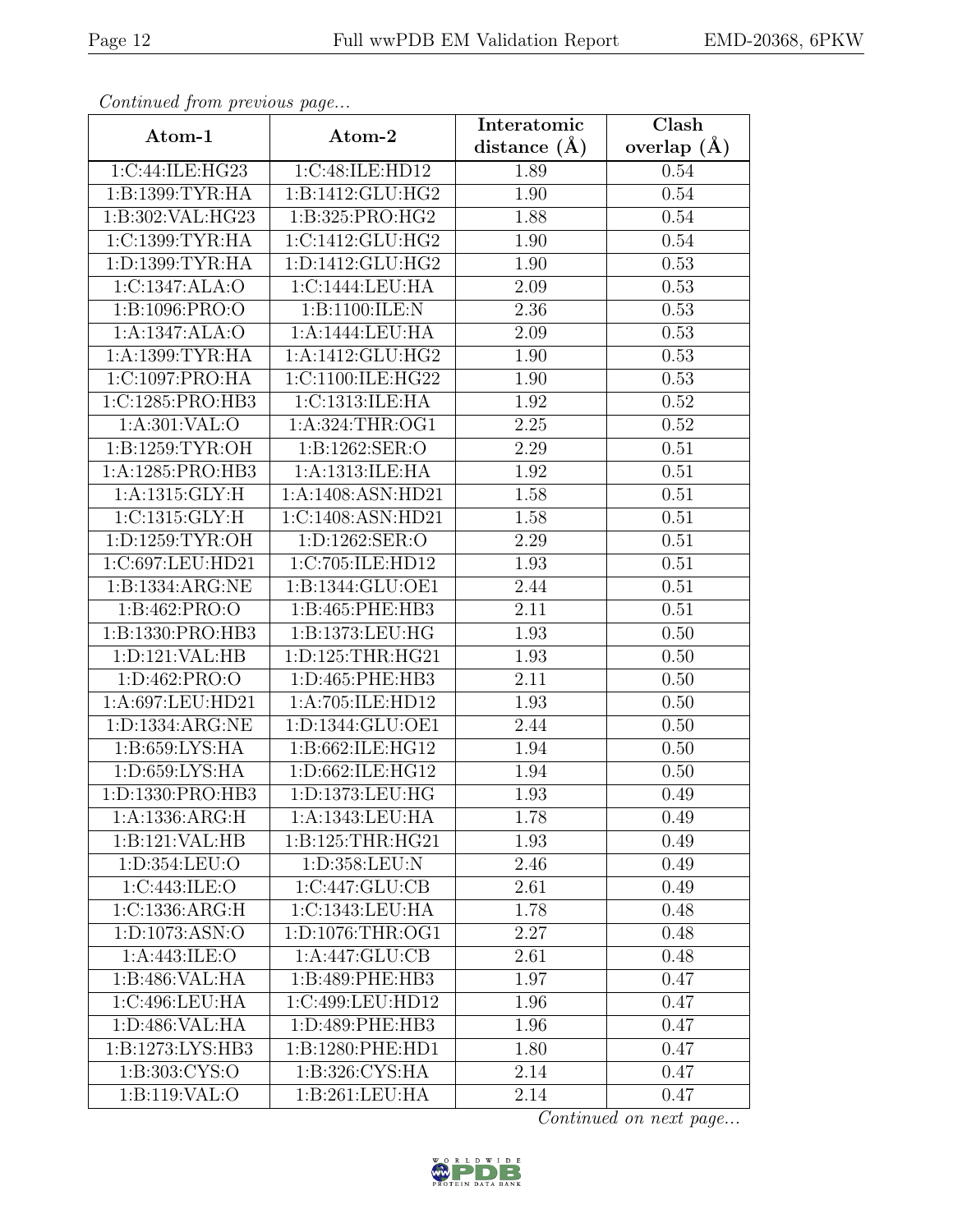*Continued from previous page...*

| Atom-1 | Atom-2 | Interatomic distance (Å) | Clash overlap (Å) |
|---|---|---|---|
| 1:C:44:ILE:HG23 | 1:C:48:ILE:HD12 | 1.89 | 0.54 |
| 1:B:1399:TYR:HA | 1:B:1412:GLU:HG2 | 1.90 | 0.54 |
| 1:B:302:VAL:HG23 | 1:B:325:PRO:HG2 | 1.88 | 0.54 |
| 1:C:1399:TYR:HA | 1:C:1412:GLU:HG2 | 1.90 | 0.54 |
| 1:D:1399:TYR:HA | 1:D:1412:GLU:HG2 | 1.90 | 0.53 |
| 1:C:1347:ALA:O | 1:C:1444:LEU:HA | 2.09 | 0.53 |
| 1:B:1096:PRO:O | 1:B:1100:ILE:N | 2.36 | 0.53 |
| 1:A:1347:ALA:O | 1:A:1444:LEU:HA | 2.09 | 0.53 |
| 1:A:1399:TYR:HA | 1:A:1412:GLU:HG2 | 1.90 | 0.53 |
| 1:C:1097:PRO:HA | 1:C:1100:ILE:HG22 | 1.90 | 0.53 |
| 1:C:1285:PRO:HB3 | 1:C:1313:ILE:HA | 1.92 | 0.52 |
| 1:A:301:VAL:O | 1:A:324:THR:OG1 | 2.25 | 0.52 |
| 1:B:1259:TYR:OH | 1:B:1262:SER:O | 2.29 | 0.51 |
| 1:A:1285:PRO:HB3 | 1:A:1313:ILE:HA | 1.92 | 0.51 |
| 1:A:1315:GLY:H | 1:A:1408:ASN:HD21 | 1.58 | 0.51 |
| 1:C:1315:GLY:H | 1:C:1408:ASN:HD21 | 1.58 | 0.51 |
| 1:D:1259:TYR:OH | 1:D:1262:SER:O | 2.29 | 0.51 |
| 1:C:697:LEU:HD21 | 1:C:705:ILE:HD12 | 1.93 | 0.51 |
| 1:B:1334:ARG:NE | 1:B:1344:GLU:OE1 | 2.44 | 0.51 |
| 1:B:462:PRO:O | 1:B:465:PHE:HB3 | 2.11 | 0.51 |
| 1:B:1330:PRO:HB3 | 1:B:1373:LEU:HG | 1.93 | 0.50 |
| 1:D:121:VAL:HB | 1:D:125:THR:HG21 | 1.93 | 0.50 |
| 1:D:462:PRO:O | 1:D:465:PHE:HB3 | 2.11 | 0.50 |
| 1:A:697:LEU:HD21 | 1:A:705:ILE:HD12 | 1.93 | 0.50 |
| 1:D:1334:ARG:NE | 1:D:1344:GLU:OE1 | 2.44 | 0.50 |
| 1:B:659:LYS:HA | 1:B:662:ILE:HG12 | 1.94 | 0.50 |
| 1:D:659:LYS:HA | 1:D:662:ILE:HG12 | 1.94 | 0.50 |
| 1:D:1330:PRO:HB3 | 1:D:1373:LEU:HG | 1.93 | 0.49 |
| 1:A:1336:ARG:H | 1:A:1343:LEU:HA | 1.78 | 0.49 |
| 1:B:121:VAL:HB | 1:B:125:THR:HG21 | 1.93 | 0.49 |
| 1:D:354:LEU:O | 1:D:358:LEU:N | 2.46 | 0.49 |
| 1:C:443:ILE:O | 1:C:447:GLU:CB | 2.61 | 0.49 |
| 1:C:1336:ARG:H | 1:C:1343:LEU:HA | 1.78 | 0.48 |
| 1:D:1073:ASN:O | 1:D:1076:THR:OG1 | 2.27 | 0.48 |
| 1:A:443:ILE:O | 1:A:447:GLU:CB | 2.61 | 0.48 |
| 1:B:486:VAL:HA | 1:B:489:PHE:HB3 | 1.97 | 0.47 |
| 1:C:496:LEU:HA | 1:C:499:LEU:HD12 | 1.96 | 0.47 |
| 1:D:486:VAL:HA | 1:D:489:PHE:HB3 | 1.96 | 0.47 |
| 1:B:1273:LYS:HB3 | 1:B:1280:PHE:HD1 | 1.80 | 0.47 |
| 1:B:303:CYS:O | 1:B:326:CYS:HA | 2.14 | 0.47 |
| 1:B:119:VAL:O | 1:B:261:LEU:HA | 2.14 | 0.47 |

*Continued on next page...*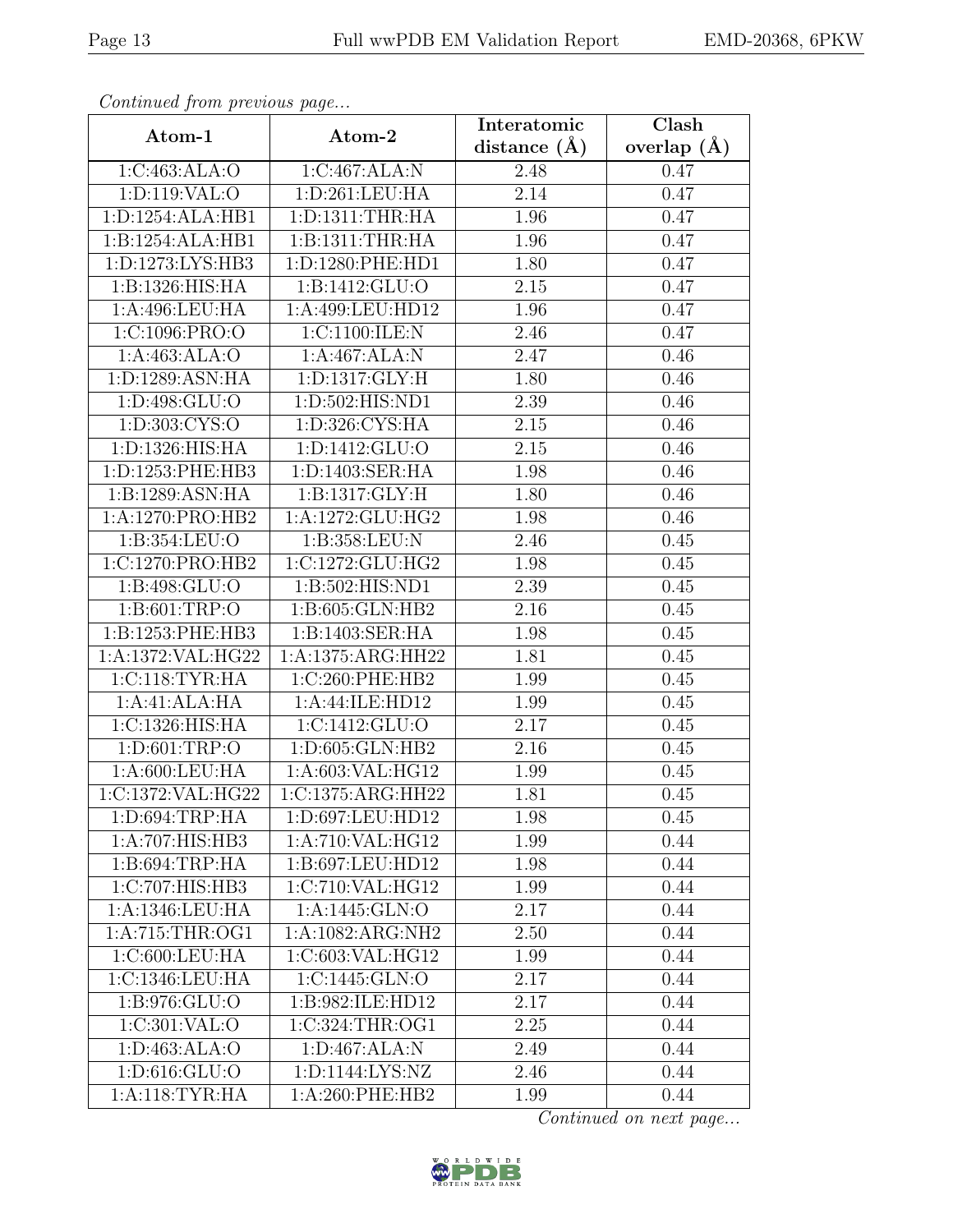*Continued from previous page...*

| Atom-1 | Atom-2 | Interatomic distance (Å) | Clash overlap (Å) |
|---|---|---|---|
| 1:C:463:ALA:O | 1:C:467:ALA:N | 2.48 | 0.47 |
| 1:D:119:VAL:O | 1:D:261:LEU:HA | 2.14 | 0.47 |
| 1:D:1254:ALA:HB1 | 1:D:1311:THR:HA | 1.96 | 0.47 |
| 1:B:1254:ALA:HB1 | 1:B:1311:THR:HA | 1.96 | 0.47 |
| 1:D:1273:LYS:HB3 | 1:D:1280:PHE:HD1 | 1.80 | 0.47 |
| 1:B:1326:HIS:HA | 1:B:1412:GLU:O | 2.15 | 0.47 |
| 1:A:496:LEU:HA | 1:A:499:LEU:HD12 | 1.96 | 0.47 |
| 1:C:1096:PRO:O | 1:C:1100:ILE:N | 2.46 | 0.47 |
| 1:A:463:ALA:O | 1:A:467:ALA:N | 2.47 | 0.46 |
| 1:D:1289:ASN:HA | 1:D:1317:GLY:H | 1.80 | 0.46 |
| 1:D:498:GLU:O | 1:D:502:HIS:ND1 | 2.39 | 0.46 |
| 1:D:303:CYS:O | 1:D:326:CYS:HA | 2.15 | 0.46 |
| 1:D:1326:HIS:HA | 1:D:1412:GLU:O | 2.15 | 0.46 |
| 1:D:1253:PHE:HB3 | 1:D:1403:SER:HA | 1.98 | 0.46 |
| 1:B:1289:ASN:HA | 1:B:1317:GLY:H | 1.80 | 0.46 |
| 1:A:1270:PRO:HB2 | 1:A:1272:GLU:HG2 | 1.98 | 0.46 |
| 1:B:354:LEU:O | 1:B:358:LEU:N | 2.46 | 0.45 |
| 1:C:1270:PRO:HB2 | 1:C:1272:GLU:HG2 | 1.98 | 0.45 |
| 1:B:498:GLU:O | 1:B:502:HIS:ND1 | 2.39 | 0.45 |
| 1:B:601:TRP:O | 1:B:605:GLN:HB2 | 2.16 | 0.45 |
| 1:B:1253:PHE:HB3 | 1:B:1403:SER:HA | 1.98 | 0.45 |
| 1:A:1372:VAL:HG22 | 1:A:1375:ARG:HH22 | 1.81 | 0.45 |
| 1:C:118:TYR:HA | 1:C:260:PHE:HB2 | 1.99 | 0.45 |
| 1:A:41:ALA:HA | 1:A:44:ILE:HD12 | 1.99 | 0.45 |
| 1:C:1326:HIS:HA | 1:C:1412:GLU:O | 2.17 | 0.45 |
| 1:D:601:TRP:O | 1:D:605:GLN:HB2 | 2.16 | 0.45 |
| 1:A:600:LEU:HA | 1:A:603:VAL:HG12 | 1.99 | 0.45 |
| 1:C:1372:VAL:HG22 | 1:C:1375:ARG:HH22 | 1.81 | 0.45 |
| 1:D:694:TRP:HA | 1:D:697:LEU:HD12 | 1.98 | 0.45 |
| 1:A:707:HIS:HB3 | 1:A:710:VAL:HG12 | 1.99 | 0.44 |
| 1:B:694:TRP:HA | 1:B:697:LEU:HD12 | 1.98 | 0.44 |
| 1:C:707:HIS:HB3 | 1:C:710:VAL:HG12 | 1.99 | 0.44 |
| 1:A:1346:LEU:HA | 1:A:1445:GLN:O | 2.17 | 0.44 |
| 1:A:715:THR:OG1 | 1:A:1082:ARG:NH2 | 2.50 | 0.44 |
| 1:C:600:LEU:HA | 1:C:603:VAL:HG12 | 1.99 | 0.44 |
| 1:C:1346:LEU:HA | 1:C:1445:GLN:O | 2.17 | 0.44 |
| 1:B:976:GLU:O | 1:B:982:ILE:HD12 | 2.17 | 0.44 |
| 1:C:301:VAL:O | 1:C:324:THR:OG1 | 2.25 | 0.44 |
| 1:D:463:ALA:O | 1:D:467:ALA:N | 2.49 | 0.44 |
| 1:D:616:GLU:O | 1:D:1144:LYS:NZ | 2.46 | 0.44 |
| 1:A:118:TYR:HA | 1:A:260:PHE:HB2 | 1.99 | 0.44 |

*Continued on next page...*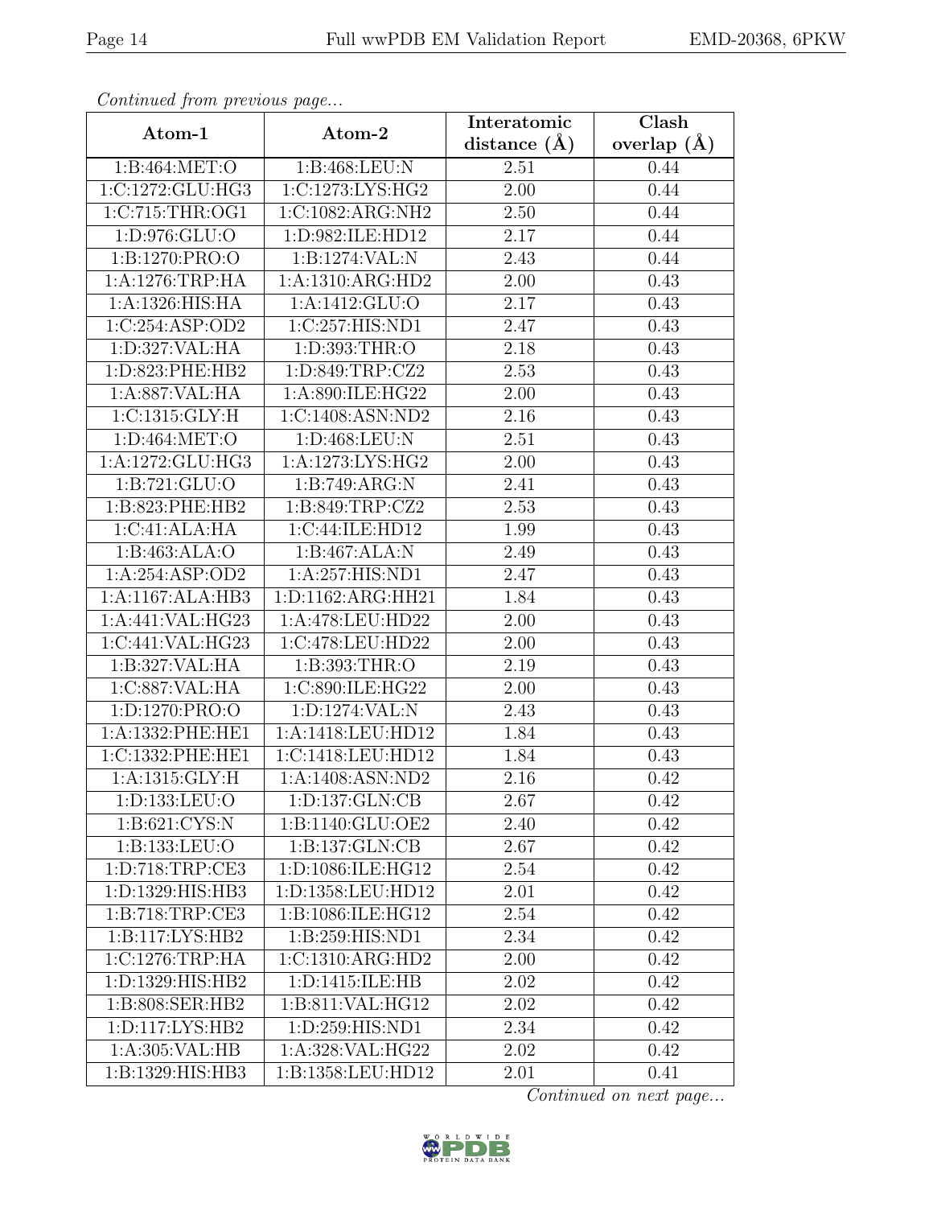*Continued from previous page...*

| Atom-1 | Atom-2 | Interatomic distance (Å) | Clash overlap (Å) |
|---|---|---|---|
| 1:B:464:MET:O | 1:B:468:LEU:N | 2.51 | 0.44 |
| 1:C:1272:GLU:HG3 | 1:C:1273:LYS:HG2 | 2.00 | 0.44 |
| 1:C:715:THR:OG1 | 1:C:1082:ARG:NH2 | 2.50 | 0.44 |
| 1:D:976:GLU:O | 1:D:982:ILE:HD12 | 2.17 | 0.44 |
| 1:B:1270:PRO:O | 1:B:1274:VAL:N | 2.43 | 0.44 |
| 1:A:1276:TRP:HA | 1:A:1310:ARG:HD2 | 2.00 | 0.43 |
| 1:A:1326:HIS:HA | 1:A:1412:GLU:O | 2.17 | 0.43 |
| 1:C:254:ASP:OD2 | 1:C:257:HIS:ND1 | 2.47 | 0.43 |
| 1:D:327:VAL:HA | 1:D:393:THR:O | 2.18 | 0.43 |
| 1:D:823:PHE:HB2 | 1:D:849:TRP:CZ2 | 2.53 | 0.43 |
| 1:A:887:VAL:HA | 1:A:890:ILE:HG22 | 2.00 | 0.43 |
| 1:C:1315:GLY:H | 1:C:1408:ASN:ND2 | 2.16 | 0.43 |
| 1:D:464:MET:O | 1:D:468:LEU:N | 2.51 | 0.43 |
| 1:A:1272:GLU:HG3 | 1:A:1273:LYS:HG2 | 2.00 | 0.43 |
| 1:B:721:GLU:O | 1:B:749:ARG:N | 2.41 | 0.43 |
| 1:B:823:PHE:HB2 | 1:B:849:TRP:CZ2 | 2.53 | 0.43 |
| 1:C:41:ALA:HA | 1:C:44:ILE:HD12 | 1.99 | 0.43 |
| 1:B:463:ALA:O | 1:B:467:ALA:N | 2.49 | 0.43 |
| 1:A:254:ASP:OD2 | 1:A:257:HIS:ND1 | 2.47 | 0.43 |
| 1:A:1167:ALA:HB3 | 1:D:1162:ARG:HH21 | 1.84 | 0.43 |
| 1:A:441:VAL:HG23 | 1:A:478:LEU:HD22 | 2.00 | 0.43 |
| 1:C:441:VAL:HG23 | 1:C:478:LEU:HD22 | 2.00 | 0.43 |
| 1:B:327:VAL:HA | 1:B:393:THR:O | 2.19 | 0.43 |
| 1:C:887:VAL:HA | 1:C:890:ILE:HG22 | 2.00 | 0.43 |
| 1:D:1270:PRO:O | 1:D:1274:VAL:N | 2.43 | 0.43 |
| 1:A:1332:PHE:HE1 | 1:A:1418:LEU:HD12 | 1.84 | 0.43 |
| 1:C:1332:PHE:HE1 | 1:C:1418:LEU:HD12 | 1.84 | 0.43 |
| 1:A:1315:GLY:H | 1:A:1408:ASN:ND2 | 2.16 | 0.42 |
| 1:D:133:LEU:O | 1:D:137:GLN:CB | 2.67 | 0.42 |
| 1:B:621:CYS:N | 1:B:1140:GLU:OE2 | 2.40 | 0.42 |
| 1:B:133:LEU:O | 1:B:137:GLN:CB | 2.67 | 0.42 |
| 1:D:718:TRP:CE3 | 1:D:1086:ILE:HG12 | 2.54 | 0.42 |
| 1:D:1329:HIS:HB3 | 1:D:1358:LEU:HD12 | 2.01 | 0.42 |
| 1:B:718:TRP:CE3 | 1:B:1086:ILE:HG12 | 2.54 | 0.42 |
| 1:B:117:LYS:HB2 | 1:B:259:HIS:ND1 | 2.34 | 0.42 |
| 1:C:1276:TRP:HA | 1:C:1310:ARG:HD2 | 2.00 | 0.42 |
| 1:D:1329:HIS:HB2 | 1:D:1415:ILE:HB | 2.02 | 0.42 |
| 1:B:808:SER:HB2 | 1:B:811:VAL:HG12 | 2.02 | 0.42 |
| 1:D:117:LYS:HB2 | 1:D:259:HIS:ND1 | 2.34 | 0.42 |
| 1:A:305:VAL:HB | 1:A:328:VAL:HG22 | 2.02 | 0.42 |
| 1:B:1329:HIS:HB3 | 1:B:1358:LEU:HD12 | 2.01 | 0.41 |

*Continued on next page...*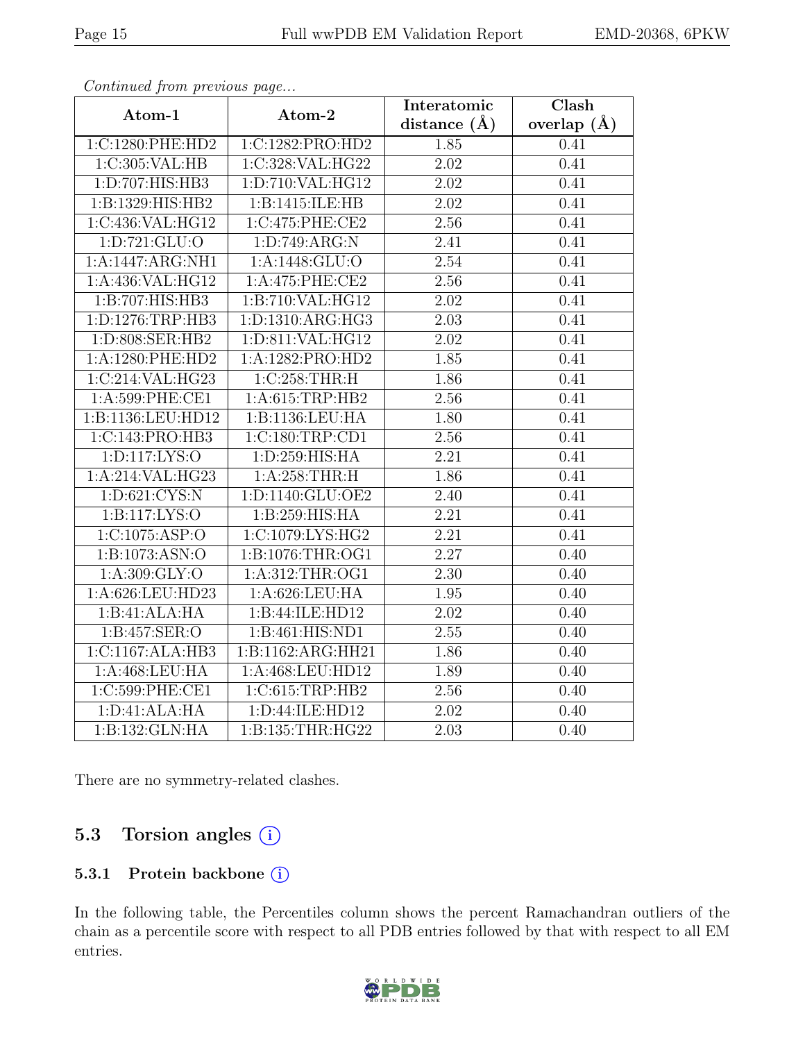*Continued from previous page...*

| Atom-1 | Atom-2 | Interatomic distance (Å) | Clash overlap (Å) |
|---|---|---|---|
| 1:C:1280:PHE:HD2 | 1:C:1282:PRO:HD2 | 1.85 | 0.41 |
| 1:C:305:VAL:HB | 1:C:328:VAL:HG22 | 2.02 | 0.41 |
| 1:D:707:HIS:HB3 | 1:D:710:VAL:HG12 | 2.02 | 0.41 |
| 1:B:1329:HIS:HB2 | 1:B:1415:ILE:HB | 2.02 | 0.41 |
| 1:C:436:VAL:HG12 | 1:C:475:PHE:CE2 | 2.56 | 0.41 |
| 1:D:721:GLU:O | 1:D:749:ARG:N | 2.41 | 0.41 |
| 1:A:1447:ARG:NH1 | 1:A:1448:GLU:O | 2.54 | 0.41 |
| 1:A:436:VAL:HG12 | 1:A:475:PHE:CE2 | 2.56 | 0.41 |
| 1:B:707:HIS:HB3 | 1:B:710:VAL:HG12 | 2.02 | 0.41 |
| 1:D:1276:TRP:HB3 | 1:D:1310:ARG:HG3 | 2.03 | 0.41 |
| 1:D:808:SER:HB2 | 1:D:811:VAL:HG12 | 2.02 | 0.41 |
| 1:A:1280:PHE:HD2 | 1:A:1282:PRO:HD2 | 1.85 | 0.41 |
| 1:C:214:VAL:HG23 | 1:C:258:THR:H | 1.86 | 0.41 |
| 1:A:599:PHE:CE1 | 1:A:615:TRP:HB2 | 2.56 | 0.41 |
| 1:B:1136:LEU:HD12 | 1:B:1136:LEU:HA | 1.80 | 0.41 |
| 1:C:143:PRO:HB3 | 1:C:180:TRP:CD1 | 2.56 | 0.41 |
| 1:D:117:LYS:O | 1:D:259:HIS:HA | 2.21 | 0.41 |
| 1:A:214:VAL:HG23 | 1:A:258:THR:H | 1.86 | 0.41 |
| 1:D:621:CYS:N | 1:D:1140:GLU:OE2 | 2.40 | 0.41 |
| 1:B:117:LYS:O | 1:B:259:HIS:HA | 2.21 | 0.41 |
| 1:C:1075:ASP:O | 1:C:1079:LYS:HG2 | 2.21 | 0.41 |
| 1:B:1073:ASN:O | 1:B:1076:THR:OG1 | 2.27 | 0.40 |
| 1:A:309:GLY:O | 1:A:312:THR:OG1 | 2.30 | 0.40 |
| 1:A:626:LEU:HD23 | 1:A:626:LEU:HA | 1.95 | 0.40 |
| 1:B:41:ALA:HA | 1:B:44:ILE:HD12 | 2.02 | 0.40 |
| 1:B:457:SER:O | 1:B:461:HIS:ND1 | 2.55 | 0.40 |
| 1:C:1167:ALA:HB3 | 1:B:1162:ARG:HH21 | 1.86 | 0.40 |
| 1:A:468:LEU:HA | 1:A:468:LEU:HD12 | 1.89 | 0.40 |
| 1:C:599:PHE:CE1 | 1:C:615:TRP:HB2 | 2.56 | 0.40 |
| 1:D:41:ALA:HA | 1:D:44:ILE:HD12 | 2.02 | 0.40 |
| 1:B:132:GLN:HA | 1:B:135:THR:HG22 | 2.03 | 0.40 |

There are no symmetry-related clashes.

## 5.3 Torsion angles (i)

### 5.3.1 Protein backbone (i)

In the following table, the Percentiles column shows the percent Ramachandran outliers of the chain as a percentile score with respect to all PDB entries followed by that with respect to all EM entries.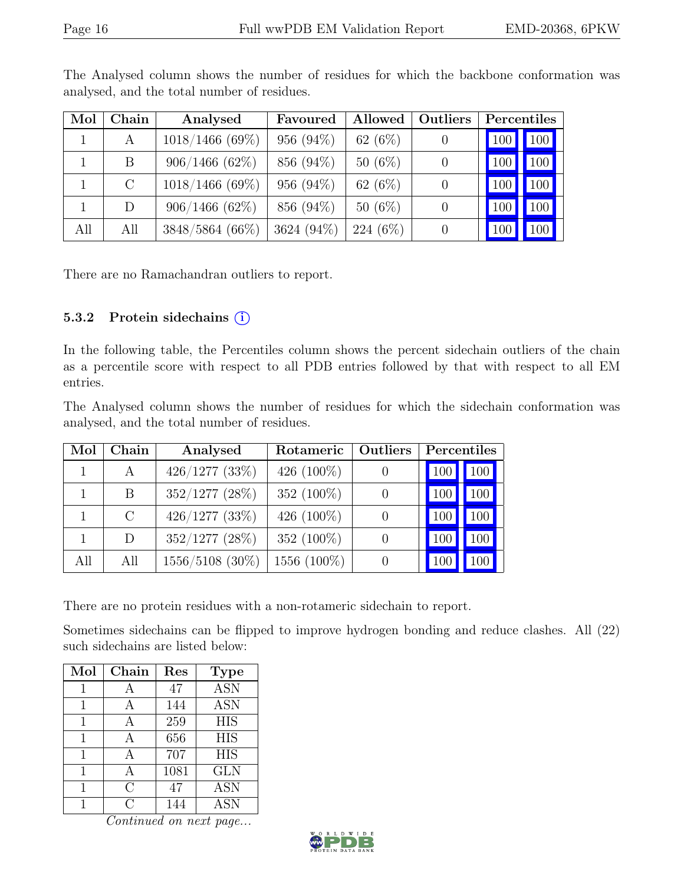The Analysed column shows the number of residues for which the backbone conformation was analysed, and the total number of residues.

| Mol | Chain | Analysed | Favoured | Allowed | Outliers | Percentiles | |
|---|---|---|---|---|---|---|---|
| 1 | A | 1018/1466 (69%) | 956 (94%) | 62 (6%) | 0 | 100 | 100 |
| 1 | B | 906/1466 (62%) | 856 (94%) | 50 (6%) | 0 | 100 | 100 |
| 1 | C | 1018/1466 (69%) | 956 (94%) | 62 (6%) | 0 | 100 | 100 |
| 1 | D | 906/1466 (62%) | 856 (94%) | 50 (6%) | 0 | 100 | 100 |
| All | All | 3848/5864 (66%) | 3624 (94%) | 224 (6%) | 0 | 100 | 100 |

There are no Ramachandran outliers to report.

### 5.3.2 Protein sidechains (i)

In the following table, the Percentiles column shows the percent sidechain outliers of the chain as a percentile score with respect to all PDB entries followed by that with respect to all EM entries.

The Analysed column shows the number of residues for which the sidechain conformation was analysed, and the total number of residues.

| Mol | Chain | Analysed | Rotameric | Outliers | Percentiles | |
|---|---|---|---|---|---|---|
| 1 | A | 426/1277 (33%) | 426 (100%) | 0 | 100 | 100 |
| 1 | B | 352/1277 (28%) | 352 (100%) | 0 | 100 | 100 |
| 1 | C | 426/1277 (33%) | 426 (100%) | 0 | 100 | 100 |
| 1 | D | 352/1277 (28%) | 352 (100%) | 0 | 100 | 100 |
| All | All | 1556/5108 (30%) | 1556 (100%) | 0 | 100 | 100 |

There are no protein residues with a non-rotameric sidechain to report.

Sometimes sidechains can be flipped to improve hydrogen bonding and reduce clashes. All (22) such sidechains are listed below:

| Mol | Chain | Res | Type |
|---|---|---|---|
| 1 | A | 47 | ASN |
| 1 | A | 144 | ASN |
| 1 | A | 259 | HIS |
| 1 | A | 656 | HIS |
| 1 | A | 707 | HIS |
| 1 | A | 1081 | GLN |
| 1 | C | 47 | ASN |
| 1 | C | 144 | ASN |

*Continued on next page...*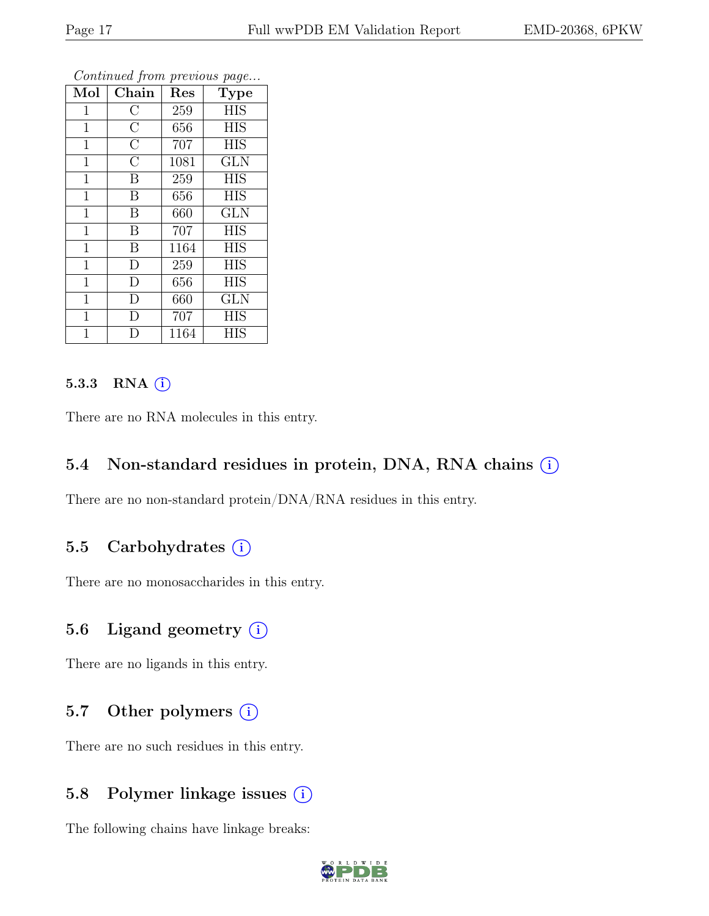*Continued from previous page...*

| Mol | Chain | Res | Type |
|---|---|---|---|
| 1 | C | 259 | HIS |
| 1 | C | 656 | HIS |
| 1 | C | 707 | HIS |
| 1 | C | 1081 | GLN |
| 1 | B | 259 | HIS |
| 1 | B | 656 | HIS |
| 1 | B | 660 | GLN |
| 1 | B | 707 | HIS |
| 1 | B | 1164 | HIS |
| 1 | D | 259 | HIS |
| 1 | D | 656 | HIS |
| 1 | D | 660 | GLN |
| 1 | D | 707 | HIS |
| 1 | D | 1164 | HIS |

#### 5.3.3 RNA (i)

There are no RNA molecules in this entry.

### 5.4 Non-standard residues in protein, DNA, RNA chains (i)

There are no non-standard protein/DNA/RNA residues in this entry.

### 5.5 Carbohydrates (i)

There are no monosaccharides in this entry.

### 5.6 Ligand geometry (i)

There are no ligands in this entry.

### 5.7 Other polymers (i)

There are no such residues in this entry.

### 5.8 Polymer linkage issues (i)

The following chains have linkage breaks: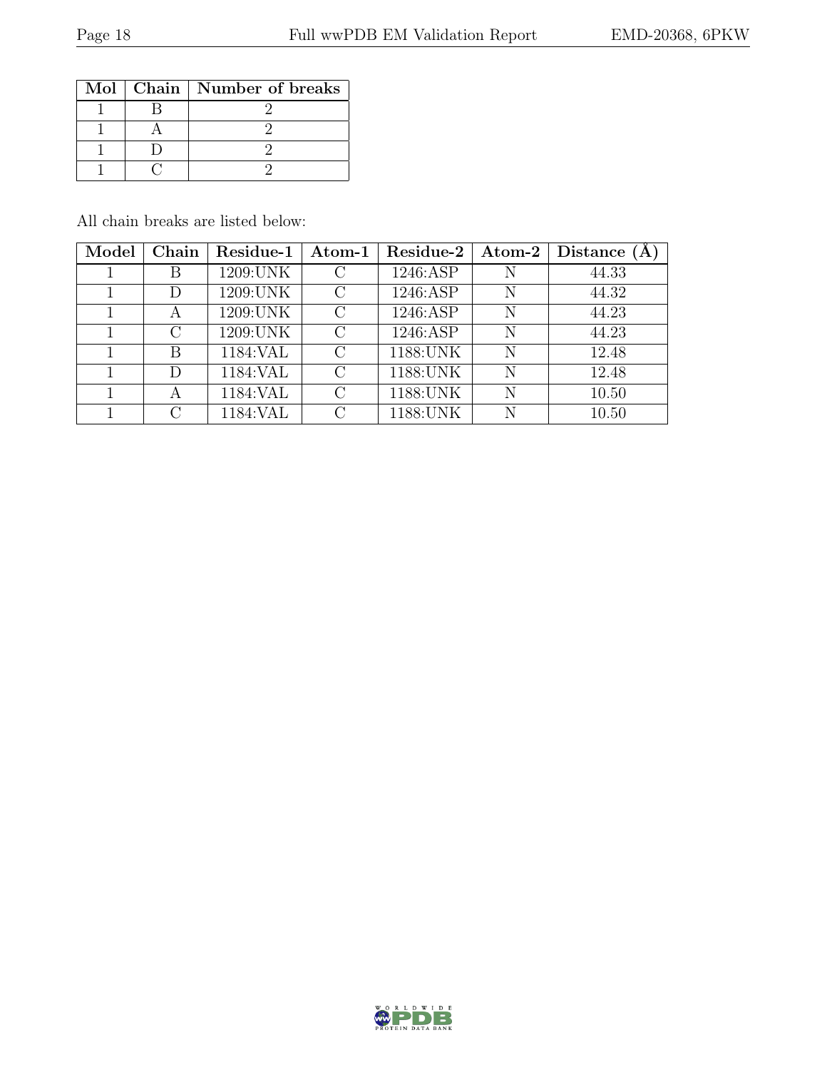| Mol | Chain | Number of breaks |
|---|---|---|
| 1 | B | 2 |
| 1 | A | 2 |
| 1 | D | 2 |
| 1 | C | 2 |

All chain breaks are listed below:

| Model | Chain | Residue-1 | Atom-1 | Residue-2 | Atom-2 | Distance (Å) |
|---|---|---|---|---|---|---|
| 1 | B | 1209:UNK | C | 1246:ASP | N | 44.33 |
| 1 | D | 1209:UNK | C | 1246:ASP | N | 44.32 |
| 1 | A | 1209:UNK | C | 1246:ASP | N | 44.23 |
| 1 | C | 1209:UNK | C | 1246:ASP | N | 44.23 |
| 1 | B | 1184:VAL | C | 1188:UNK | N | 12.48 |
| 1 | D | 1184:VAL | C | 1188:UNK | N | 12.48 |
| 1 | A | 1184:VAL | C | 1188:UNK | N | 10.50 |
| 1 | C | 1184:VAL | C | 1188:UNK | N | 10.50 |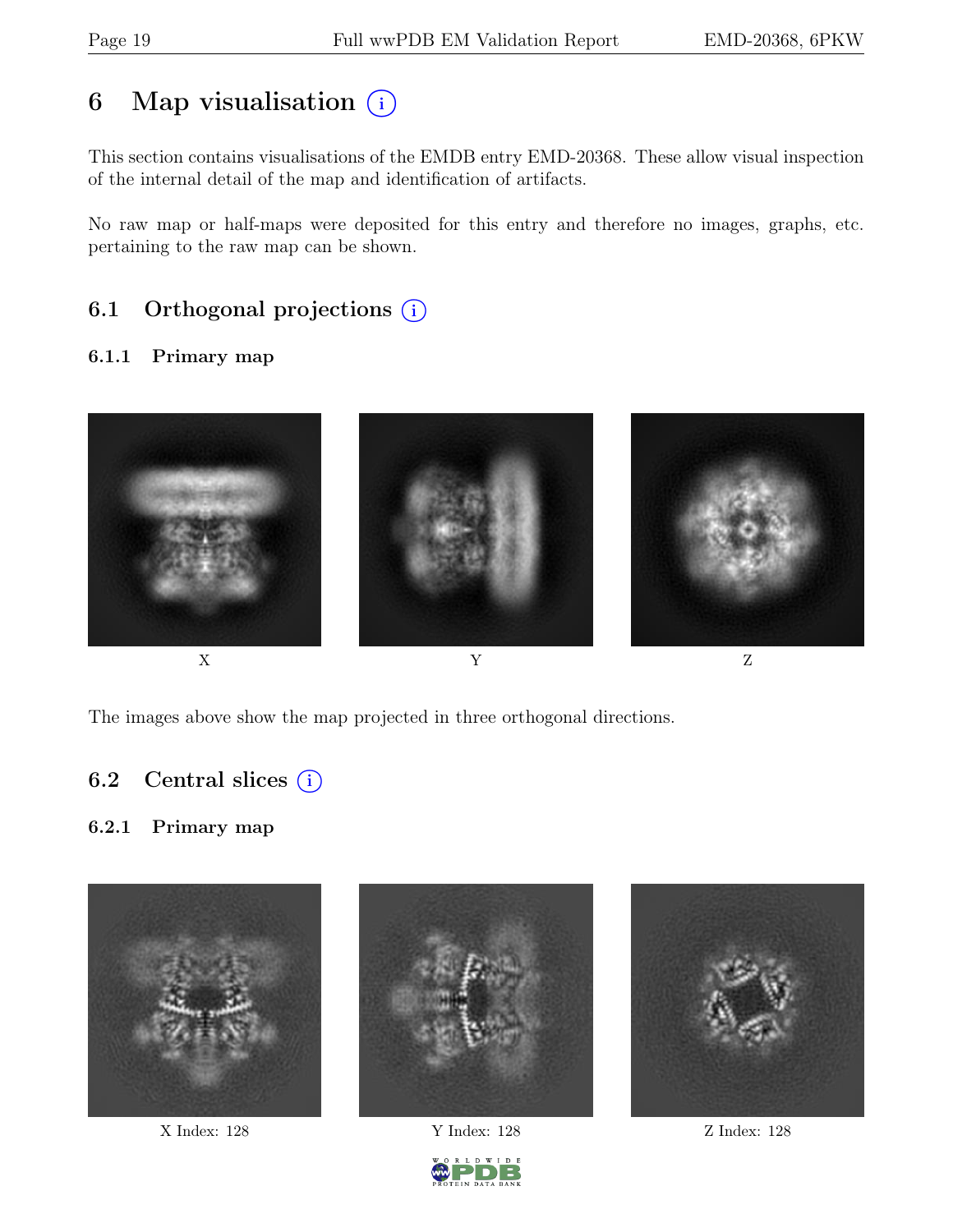# 6 Map visualisation (i)

This section contains visualisations of the EMDB entry EMD-20368. These allow visual inspection of the internal detail of the map and identification of artifacts.

No raw map or half-maps were deposited for this entry and therefore no images, graphs, etc. pertaining to the raw map can be shown.

## 6.1 Orthogonal projections (i)

### 6.1.1 Primary map

X Y Z

The images above show the map projected in three orthogonal directions.

## 6.2 Central slices (i)

### 6.2.1 Primary map

X Index: 128 Y Index: 128 Z Index: 128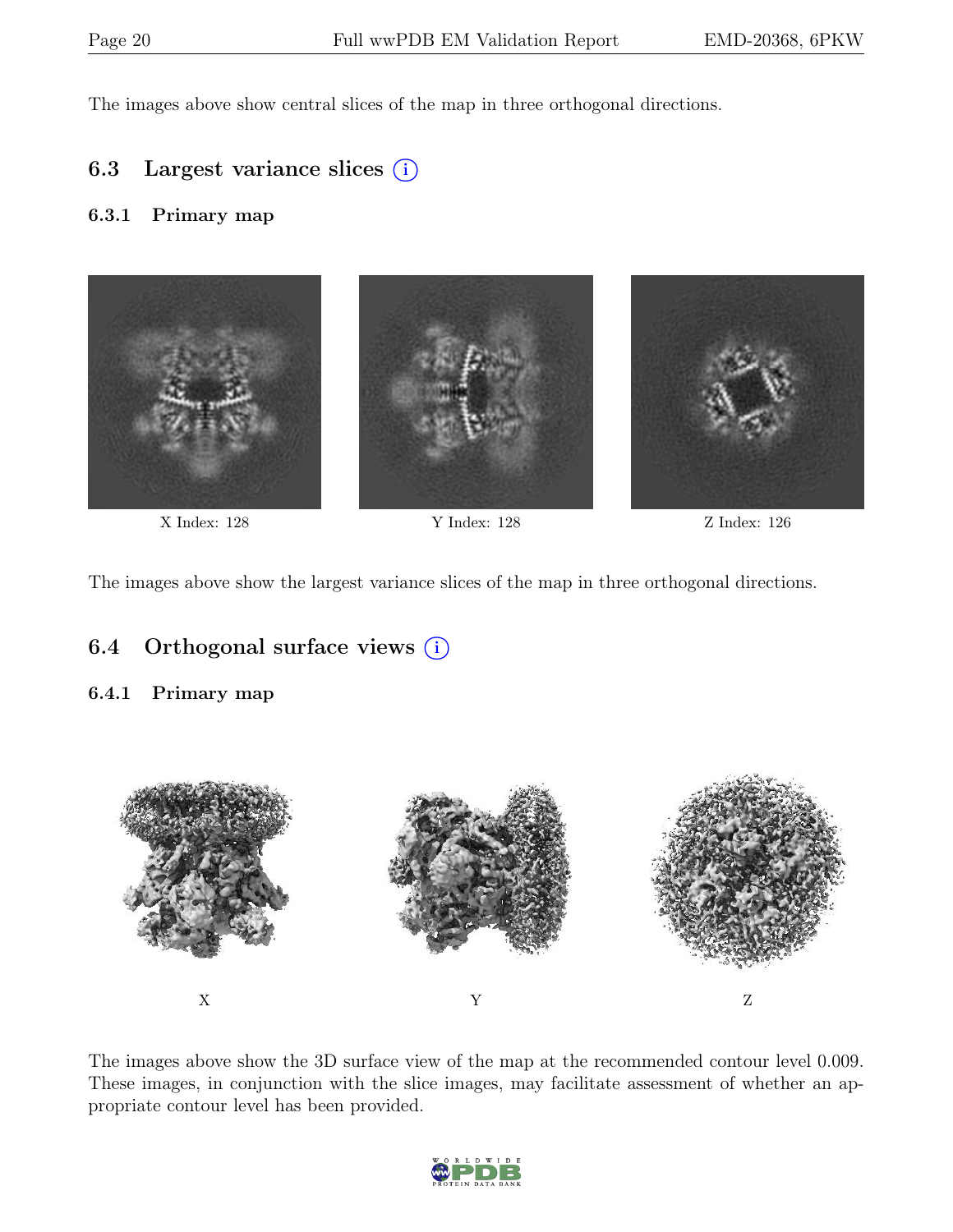The images above show central slices of the map in three orthogonal directions.

## 6.3 Largest variance slices (i)

### 6.3.1 Primary map

X Index: 128

Y Index: 128

Z Index: 126

The images above show the largest variance slices of the map in three orthogonal directions.

## 6.4 Orthogonal surface views (i)

### 6.4.1 Primary map

X

Y

Z

The images above show the 3D surface view of the map at the recommended contour level 0.009. These images, in conjunction with the slice images, may facilitate assessment of whether an appropriate contour level has been provided.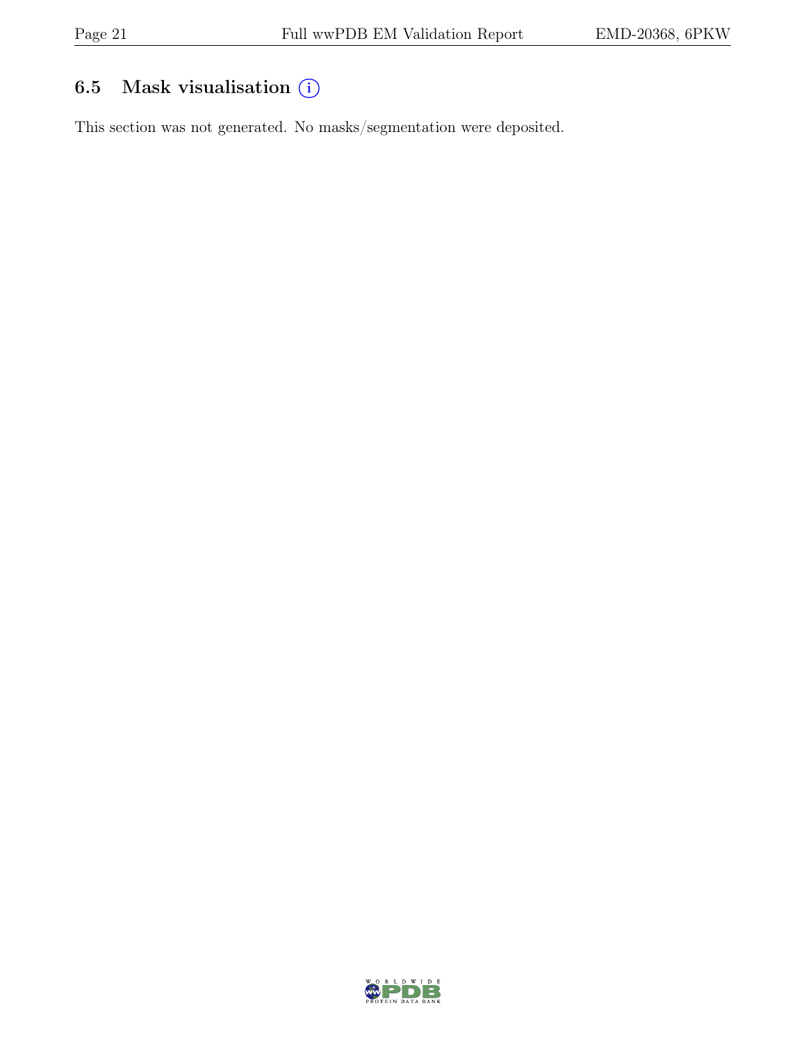## 6.5 Mask visualisation ⓘ

This section was not generated. No masks/segmentation were deposited.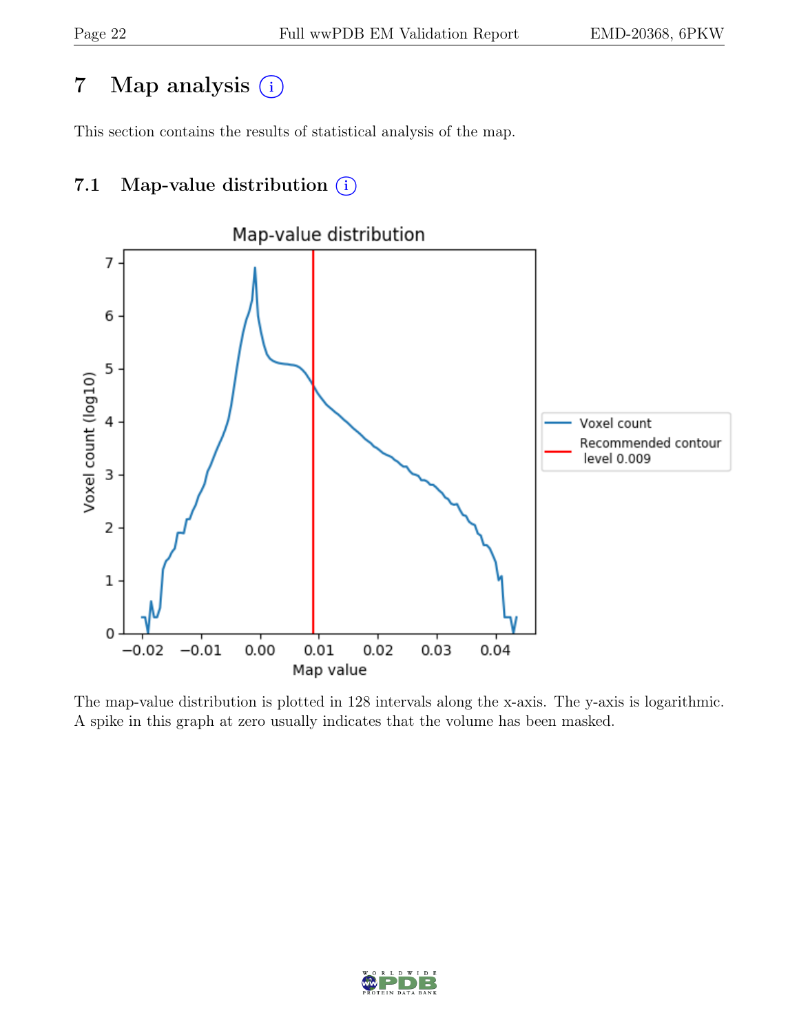# 7 Map analysis

This section contains the results of statistical analysis of the map.

## 7.1 Map-value distribution

The map-value distribution is plotted in 128 intervals along the x-axis. The y-axis is logarithmic. A spike in this graph at zero usually indicates that the volume has been masked.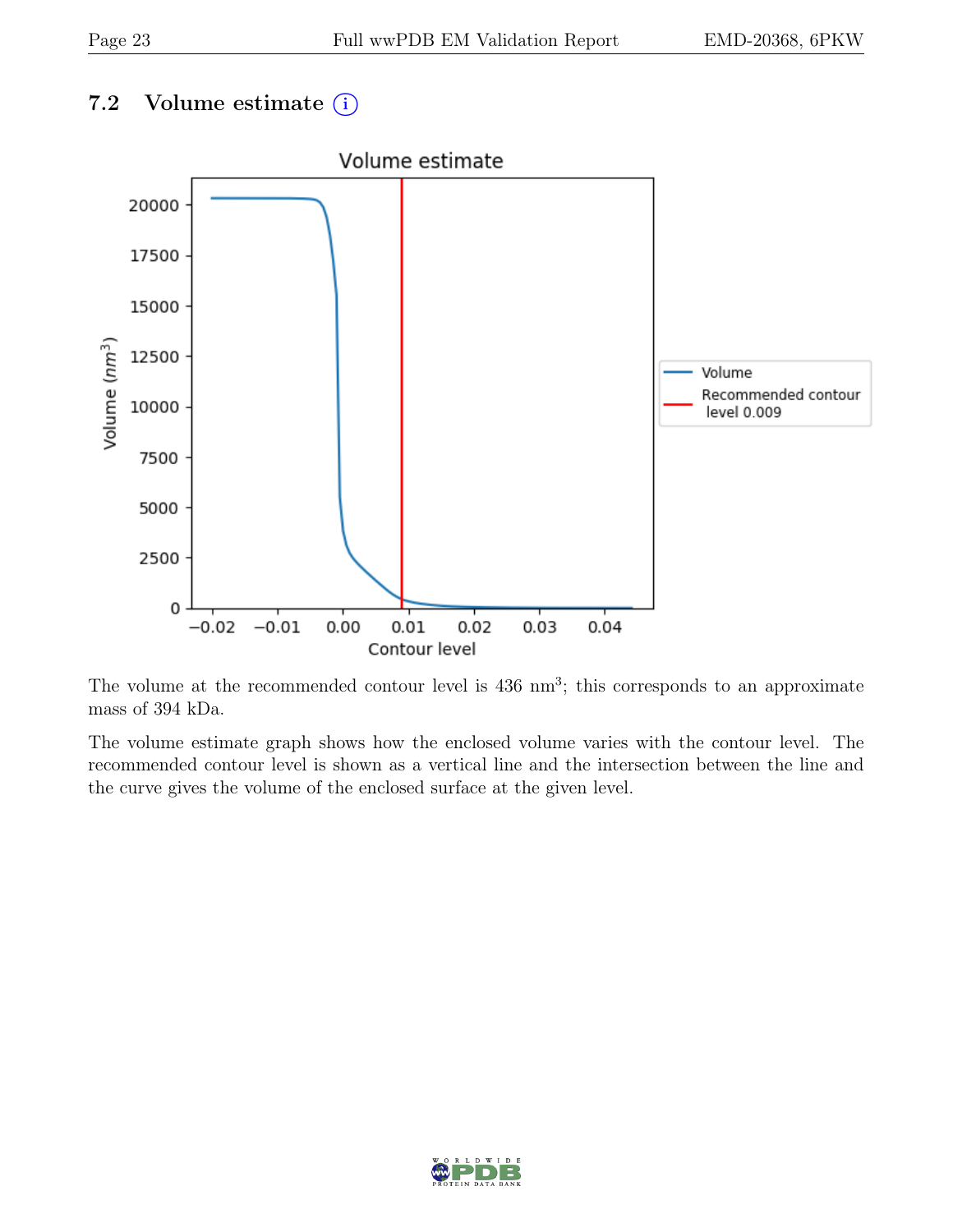## 7.2 Volume estimate

The volume at the recommended contour level is 436 $nm^3$; this corresponds to an approximate mass of 394 kDa.

The volume estimate graph shows how the enclosed volume varies with the contour level. The recommended contour level is shown as a vertical line and the intersection between the line and the curve gives the volume of the enclosed surface at the given level.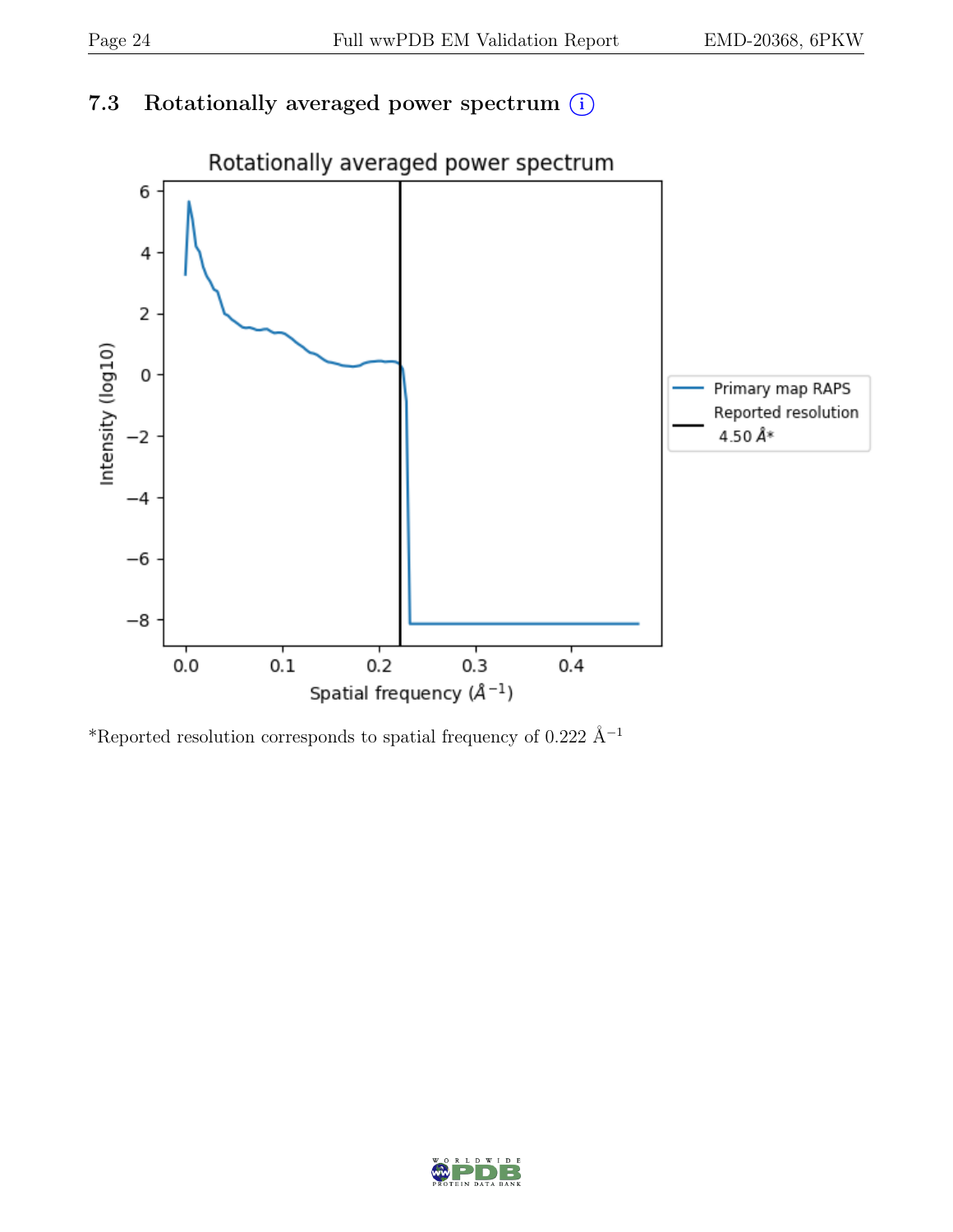## 7.3 Rotationally averaged power spectrum (i)

*Reported resolution corresponds to spatial frequency of 0.222 Å$^{-1}$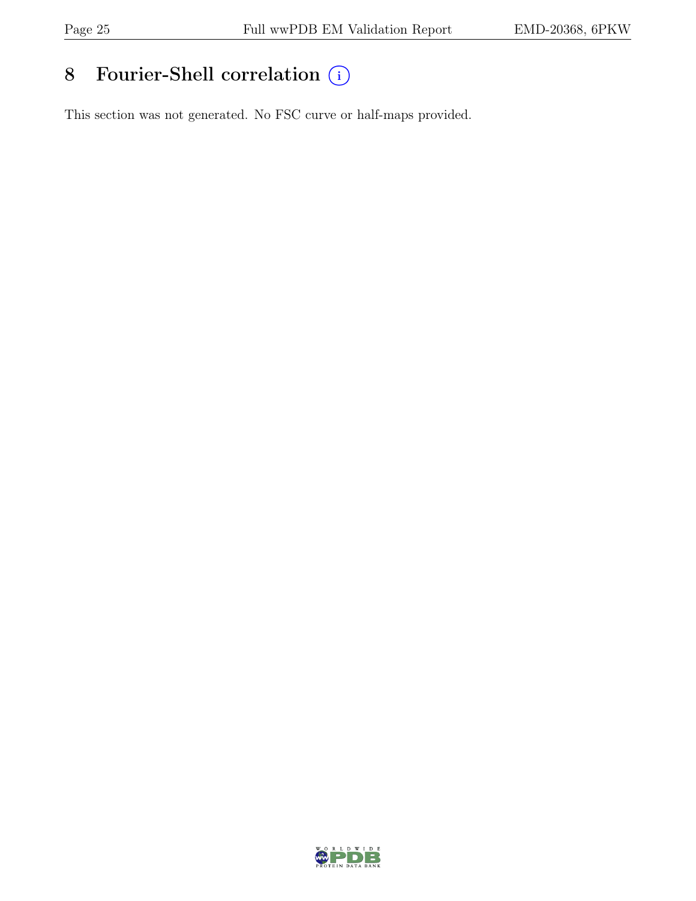# 8 Fourier-Shell correlation

This section was not generated. No FSC curve or half-maps provided.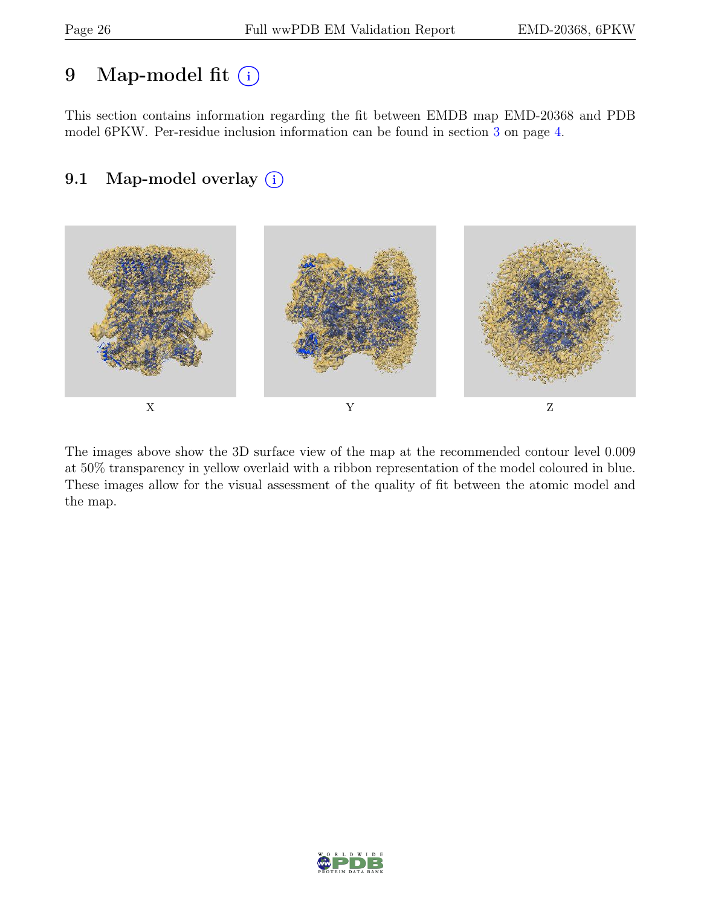# 9 Map-model fit (i)

This section contains information regarding the fit between EMDB map EMD-20368 and PDB model 6PKW. Per-residue inclusion information can be found in section 3 on page 4.

## 9.1 Map-model overlay (i)

X

Y

Z

The images above show the 3D surface view of the map at the recommended contour level 0.009 at 50% transparency in yellow overlaid with a ribbon representation of the model coloured in blue. These images allow for the visual assessment of the quality of fit between the atomic model and the map.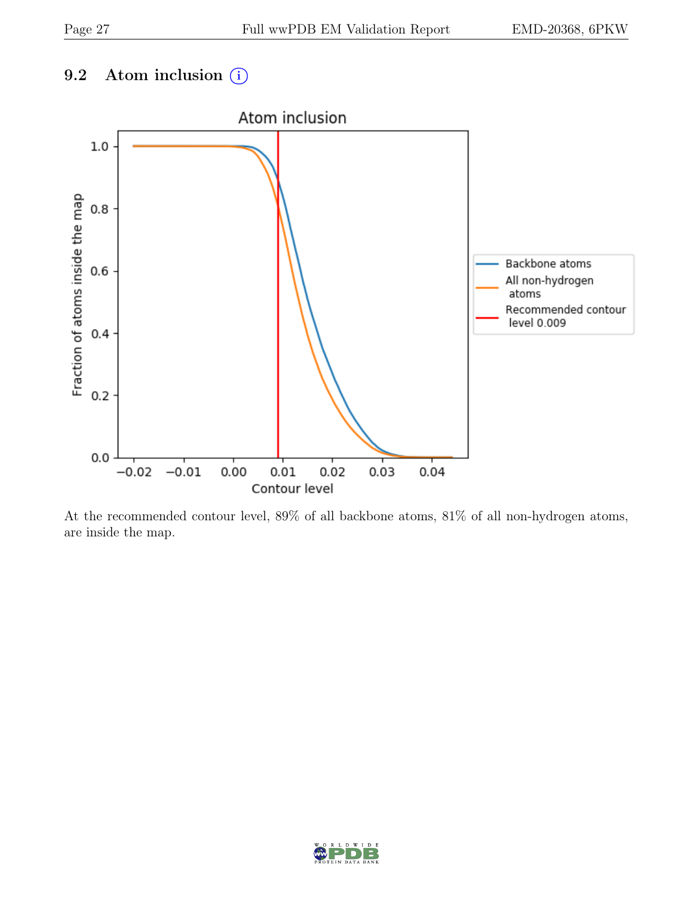## 9.2 Atom inclusion (i)

Atom inclusion

Fraction of atoms inside the map

1.0
0.8
0.6
0.4
0.2
0.0

−0.02 −0.01 0.00 0.01 0.02 0.03 0.04

Contour level

Backbone atoms
All non-hydrogen atoms
Recommended contour level 0.009

At the recommended contour level, 89% of all backbone atoms, 81% of all non-hydrogen atoms, are inside the map.